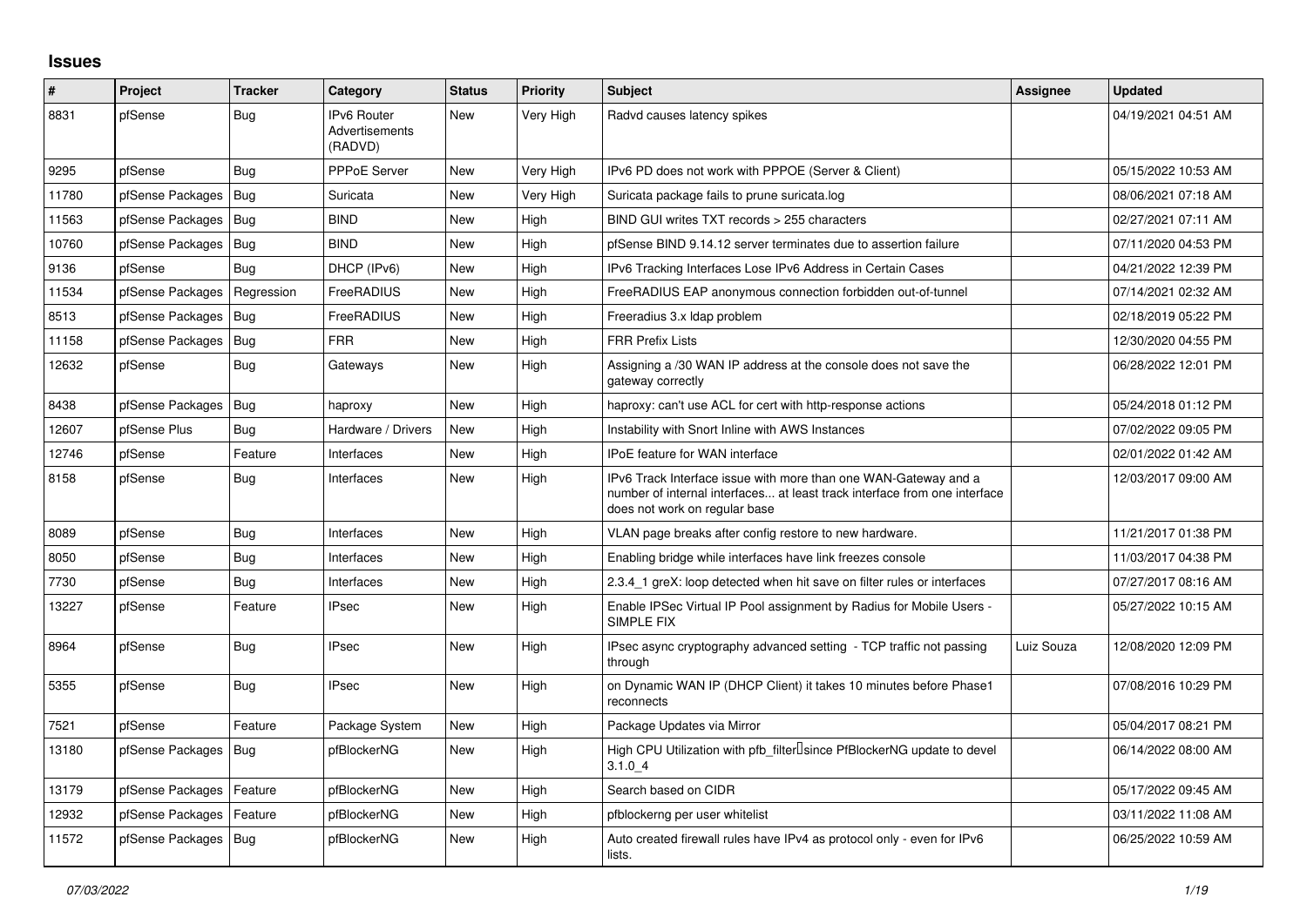## Issues

| # | Project | Tracker | Category | Status | Priority | Subject | Assignee | Updated |
|---|---|---|---|---|---|---|---|---|
| 8831 | pfSense | Bug | IPv6 Router Advertisements (RADVD) | New | Very High | Radvd causes latency spikes | | 04/19/2021 04:51 AM |
| 9295 | pfSense | Bug | PPPoE Server | New | Very High | IPv6 PD does not work with PPPOE (Server & Client) | | 05/15/2022 10:53 AM |
| 11780 | pfSense Packages | Bug | Suricata | New | Very High | Suricata package fails to prune suricata.log | | 08/06/2021 07:18 AM |
| 11563 | pfSense Packages | Bug | BIND | New | High | BIND GUI writes TXT records > 255 characters | | 02/27/2021 07:11 AM |
| 10760 | pfSense Packages | Bug | BIND | New | High | pfSense BIND 9.14.12 server terminates due to assertion failure | | 07/11/2020 04:53 PM |
| 9136 | pfSense | Bug | DHCP (IPv6) | New | High | IPv6 Tracking Interfaces Lose IPv6 Address in Certain Cases | | 04/21/2022 12:39 PM |
| 11534 | pfSense Packages | Regression | FreeRADIUS | New | High | FreeRADIUS EAP anonymous connection forbidden out-of-tunnel | | 07/14/2021 02:32 AM |
| 8513 | pfSense Packages | Bug | FreeRADIUS | New | High | Freeradius 3.x ldap problem | | 02/18/2019 05:22 PM |
| 11158 | pfSense Packages | Bug | FRR | New | High | FRR Prefix Lists | | 12/30/2020 04:55 PM |
| 12632 | pfSense | Bug | Gateways | New | High | Assigning a /30 WAN IP address at the console does not save the gateway correctly | | 06/28/2022 12:01 PM |
| 8438 | pfSense Packages | Bug | haproxy | New | High | haproxy: can't use ACL for cert with http-response actions | | 05/24/2018 01:12 PM |
| 12607 | pfSense Plus | Bug | Hardware / Drivers | New | High | Instability with Snort Inline with AWS Instances | | 07/02/2022 09:05 PM |
| 12746 | pfSense | Feature | Interfaces | New | High | IPoE feature for WAN interface | | 02/01/2022 01:42 AM |
| 8158 | pfSense | Bug | Interfaces | New | High | IPv6 Track Interface issue with more than one WAN-Gateway and a number of internal interfaces... at least track interface from one interface does not work on regular base | | 12/03/2017 09:00 AM |
| 8089 | pfSense | Bug | Interfaces | New | High | VLAN page breaks after config restore to new hardware. | | 11/21/2017 01:38 PM |
| 8050 | pfSense | Bug | Interfaces | New | High | Enabling bridge while interfaces have link freezes console | | 11/03/2017 04:38 PM |
| 7730 | pfSense | Bug | Interfaces | New | High | 2.3.4_1 greX: loop detected when hit save on filter rules or interfaces | | 07/27/2017 08:16 AM |
| 13227 | pfSense | Feature | IPsec | New | High | Enable IPSec Virtual IP Pool assignment by Radius for Mobile Users - SIMPLE FIX | | 05/27/2022 10:15 AM |
| 8964 | pfSense | Bug | IPsec | New | High | IPsec async cryptography advanced setting - TCP traffic not passing through | Luiz Souza | 12/08/2020 12:09 PM |
| 5355 | pfSense | Bug | IPsec | New | High | on Dynamic WAN IP (DHCP Client) it takes 10 minutes before Phase1 reconnects | | 07/08/2016 10:29 PM |
| 7521 | pfSense | Feature | Package System | New | High | Package Updates via Mirror | | 05/04/2017 08:21 PM |
| 13180 | pfSense Packages | Bug | pfBlockerNG | New | High | High CPU Utilization with pfb_filter since PfBlockerNG update to devel 3.1.0_4 | | 06/14/2022 08:00 AM |
| 13179 | pfSense Packages | Feature | pfBlockerNG | New | High | Search based on CIDR | | 05/17/2022 09:45 AM |
| 12932 | pfSense Packages | Feature | pfBlockerNG | New | High | pfblockerng per user whitelist | | 03/11/2022 11:08 AM |
| 11572 | pfSense Packages | Bug | pfBlockerNG | New | High | Auto created firewall rules have IPv4 as protocol only - even for IPv6 lists. | | 06/25/2022 10:59 AM |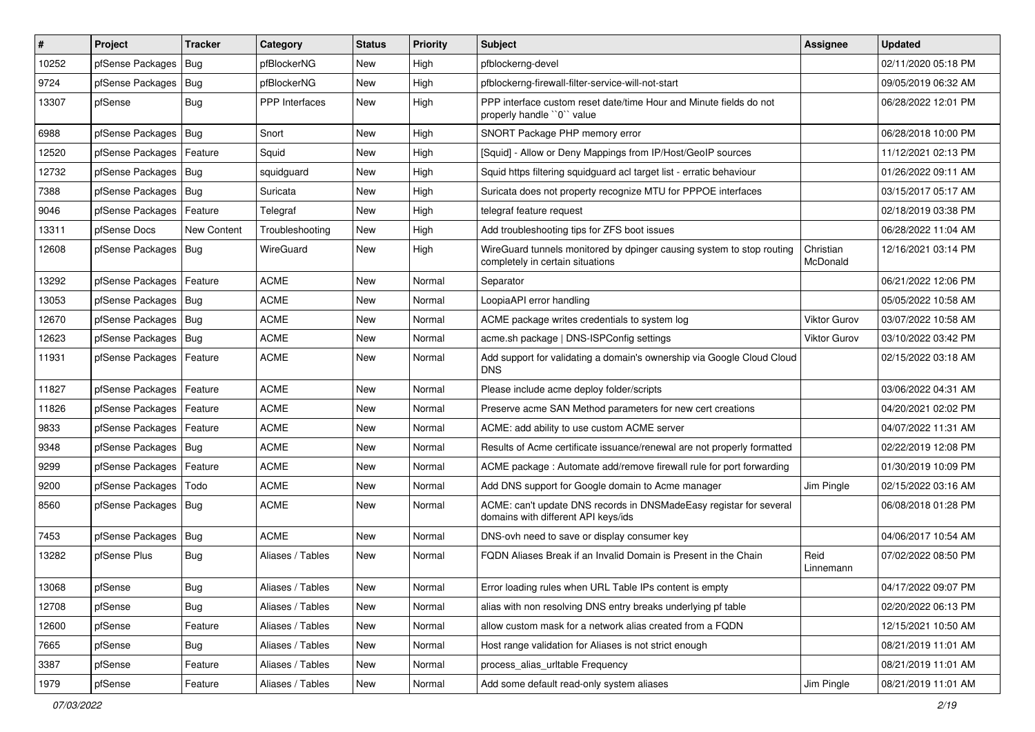| # | Project | Tracker | Category | Status | Priority | Subject | Assignee | Updated |
|---|---|---|---|---|---|---|---|---|
| 10252 | pfSense Packages | Bug | pfBlockerNG | New | High | pfblockerng-devel | | 02/11/2020 05:18 PM |
| 9724 | pfSense Packages | Bug | pfBlockerNG | New | High | pfblockerng-firewall-filter-service-will-not-start | | 09/05/2019 06:32 AM |
| 13307 | pfSense | Bug | PPP Interfaces | New | High | PPP interface custom reset date/time Hour and Minute fields do not properly handle ``0`` value | | 06/28/2022 12:01 PM |
| 6988 | pfSense Packages | Bug | Snort | New | High | SNORT Package PHP memory error | | 06/28/2018 10:00 PM |
| 12520 | pfSense Packages | Feature | Squid | New | High | [Squid] - Allow or Deny Mappings from IP/Host/GeoIP sources | | 11/12/2021 02:13 PM |
| 12732 | pfSense Packages | Bug | squidguard | New | High | Squid https filtering squidguard acl target list - erratic behaviour | | 01/26/2022 09:11 AM |
| 7388 | pfSense Packages | Bug | Suricata | New | High | Suricata does not property recognize MTU for PPPOE interfaces | | 03/15/2017 05:17 AM |
| 9046 | pfSense Packages | Feature | Telegraf | New | High | telegraf feature request | | 02/18/2019 03:38 PM |
| 13311 | pfSense Docs | New Content | Troubleshooting | New | High | Add troubleshooting tips for ZFS boot issues | | 06/28/2022 11:04 AM |
| 12608 | pfSense Packages | Bug | WireGuard | New | High | WireGuard tunnels monitored by dpinger causing system to stop routing completely in certain situations | Christian McDonald | 12/16/2021 03:14 PM |
| 13292 | pfSense Packages | Feature | ACME | New | Normal | Separator | | 06/21/2022 12:06 PM |
| 13053 | pfSense Packages | Bug | ACME | New | Normal | LoopiaAPI error handling | | 05/05/2022 10:58 AM |
| 12670 | pfSense Packages | Bug | ACME | New | Normal | ACME package writes credentials to system log | Viktor Gurov | 03/07/2022 10:58 AM |
| 12623 | pfSense Packages | Bug | ACME | New | Normal | acme.sh package \| DNS-ISPConfig settings | Viktor Gurov | 03/10/2022 03:42 PM |
| 11931 | pfSense Packages | Feature | ACME | New | Normal | Add support for validating a domain's ownership via Google Cloud Cloud DNS | | 02/15/2022 03:18 AM |
| 11827 | pfSense Packages | Feature | ACME | New | Normal | Please include acme deploy folder/scripts | | 03/06/2022 04:31 AM |
| 11826 | pfSense Packages | Feature | ACME | New | Normal | Preserve acme SAN Method parameters for new cert creations | | 04/20/2021 02:02 PM |
| 9833 | pfSense Packages | Feature | ACME | New | Normal | ACME: add ability to use custom ACME server | | 04/07/2022 11:31 AM |
| 9348 | pfSense Packages | Bug | ACME | New | Normal | Results of Acme certificate issuance/renewal are not properly formatted | | 02/22/2019 12:08 PM |
| 9299 | pfSense Packages | Feature | ACME | New | Normal | ACME package : Automate add/remove firewall rule for port forwarding | | 01/30/2019 10:09 PM |
| 9200 | pfSense Packages | Todo | ACME | New | Normal | Add DNS support for Google domain to Acme manager | Jim Pingle | 02/15/2022 03:16 AM |
| 8560 | pfSense Packages | Bug | ACME | New | Normal | ACME: can't update DNS records in DNSMadeEasy registar for several domains with different API keys/ids | | 06/08/2018 01:28 PM |
| 7453 | pfSense Packages | Bug | ACME | New | Normal | DNS-ovh need to save or display consumer key | | 04/06/2017 10:54 AM |
| 13282 | pfSense Plus | Bug | Aliases / Tables | New | Normal | FQDN Aliases Break if an Invalid Domain is Present in the Chain | Reid Linnemann | 07/02/2022 08:50 PM |
| 13068 | pfSense | Bug | Aliases / Tables | New | Normal | Error loading rules when URL Table IPs content is empty | | 04/17/2022 09:07 PM |
| 12708 | pfSense | Bug | Aliases / Tables | New | Normal | alias with non resolving DNS entry breaks underlying pf table | | 02/20/2022 06:13 PM |
| 12600 | pfSense | Feature | Aliases / Tables | New | Normal | allow custom mask for a network alias created from a FQDN | | 12/15/2021 10:50 AM |
| 7665 | pfSense | Bug | Aliases / Tables | New | Normal | Host range validation for Aliases is not strict enough | | 08/21/2019 11:01 AM |
| 3387 | pfSense | Feature | Aliases / Tables | New | Normal | process_alias_urltable Frequency | | 08/21/2019 11:01 AM |
| 1979 | pfSense | Feature | Aliases / Tables | New | Normal | Add some default read-only system aliases | Jim Pingle | 08/21/2019 11:01 AM |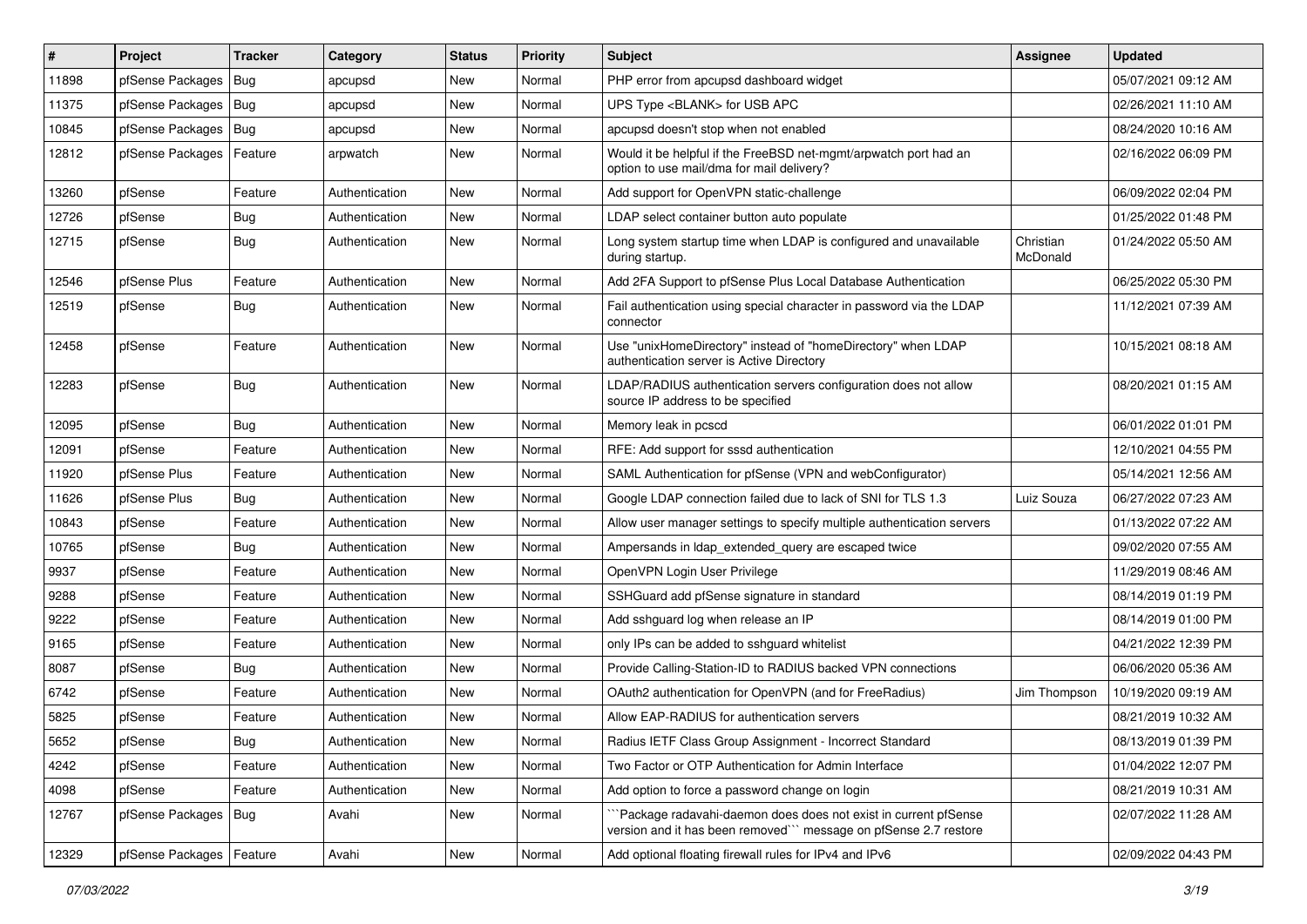| # | Project | Tracker | Category | Status | Priority | Subject | Assignee | Updated |
|---|---|---|---|---|---|---|---|---|
| 11898 | pfSense Packages | Bug | apcupsd | New | Normal | PHP error from apcupsd dashboard widget | | 05/07/2021 09:12 AM |
| 11375 | pfSense Packages | Bug | apcupsd | New | Normal | UPS Type <BLANK> for USB APC | | 02/26/2021 11:10 AM |
| 10845 | pfSense Packages | Bug | apcupsd | New | Normal | apcupsd doesn't stop when not enabled | | 08/24/2020 10:16 AM |
| 12812 | pfSense Packages | Feature | arpwatch | New | Normal | Would it be helpful if the FreeBSD net-mgmt/arpwatch port had an option to use mail/dma for mail delivery? | | 02/16/2022 06:09 PM |
| 13260 | pfSense | Feature | Authentication | New | Normal | Add support for OpenVPN static-challenge | | 06/09/2022 02:04 PM |
| 12726 | pfSense | Bug | Authentication | New | Normal | LDAP select container button auto populate | | 01/25/2022 01:48 PM |
| 12715 | pfSense | Bug | Authentication | New | Normal | Long system startup time when LDAP is configured and unavailable during startup. | Christian McDonald | 01/24/2022 05:50 AM |
| 12546 | pfSense Plus | Feature | Authentication | New | Normal | Add 2FA Support to pfSense Plus Local Database Authentication | | 06/25/2022 05:30 PM |
| 12519 | pfSense | Bug | Authentication | New | Normal | Fail authentication using special character in password via the LDAP connector | | 11/12/2021 07:39 AM |
| 12458 | pfSense | Feature | Authentication | New | Normal | Use "unixHomeDirectory" instead of "homeDirectory" when LDAP authentication server is Active Directory | | 10/15/2021 08:18 AM |
| 12283 | pfSense | Bug | Authentication | New | Normal | LDAP/RADIUS authentication servers configuration does not allow source IP address to be specified | | 08/20/2021 01:15 AM |
| 12095 | pfSense | Bug | Authentication | New | Normal | Memory leak in pcscd | | 06/01/2022 01:01 PM |
| 12091 | pfSense | Feature | Authentication | New | Normal | RFE: Add support for sssd authentication | | 12/10/2021 04:55 PM |
| 11920 | pfSense Plus | Feature | Authentication | New | Normal | SAML Authentication for pfSense (VPN and webConfigurator) | | 05/14/2021 12:56 AM |
| 11626 | pfSense Plus | Bug | Authentication | New | Normal | Google LDAP connection failed due to lack of SNI for TLS 1.3 | Luiz Souza | 06/27/2022 07:23 AM |
| 10843 | pfSense | Feature | Authentication | New | Normal | Allow user manager settings to specify multiple authentication servers | | 01/13/2022 07:22 AM |
| 10765 | pfSense | Bug | Authentication | New | Normal | Ampersands in ldap_extended_query are escaped twice | | 09/02/2020 07:55 AM |
| 9937 | pfSense | Feature | Authentication | New | Normal | OpenVPN Login User Privilege | | 11/29/2019 08:46 AM |
| 9288 | pfSense | Feature | Authentication | New | Normal | SSHGuard add pfSense signature in standard | | 08/14/2019 01:19 PM |
| 9222 | pfSense | Feature | Authentication | New | Normal | Add sshguard log when release an IP | | 08/14/2019 01:00 PM |
| 9165 | pfSense | Feature | Authentication | New | Normal | only IPs can be added to sshguard whitelist | | 04/21/2022 12:39 PM |
| 8087 | pfSense | Bug | Authentication | New | Normal | Provide Calling-Station-ID to RADIUS backed VPN connections | | 06/06/2020 05:36 AM |
| 6742 | pfSense | Feature | Authentication | New | Normal | OAuth2 authentication for OpenVPN (and for FreeRadius) | Jim Thompson | 10/19/2020 09:19 AM |
| 5825 | pfSense | Feature | Authentication | New | Normal | Allow EAP-RADIUS for authentication servers | | 08/21/2019 10:32 AM |
| 5652 | pfSense | Bug | Authentication | New | Normal | Radius IETF Class Group Assignment - Incorrect Standard | | 08/13/2019 01:39 PM |
| 4242 | pfSense | Feature | Authentication | New | Normal | Two Factor or OTP Authentication for Admin Interface | | 01/04/2022 12:07 PM |
| 4098 | pfSense | Feature | Authentication | New | Normal | Add option to force a password change on login | | 08/21/2019 10:31 AM |
| 12767 | pfSense Packages | Bug | Avahi | New | Normal | ```Package radavahi-daemon does not exist in current pfSense version and it has been removed``` message on pfSense 2.7 restore | | 02/07/2022 11:28 AM |
| 12329 | pfSense Packages | Feature | Avahi | New | Normal | Add optional floating firewall rules for IPv4 and IPv6 | | 02/09/2022 04:43 PM |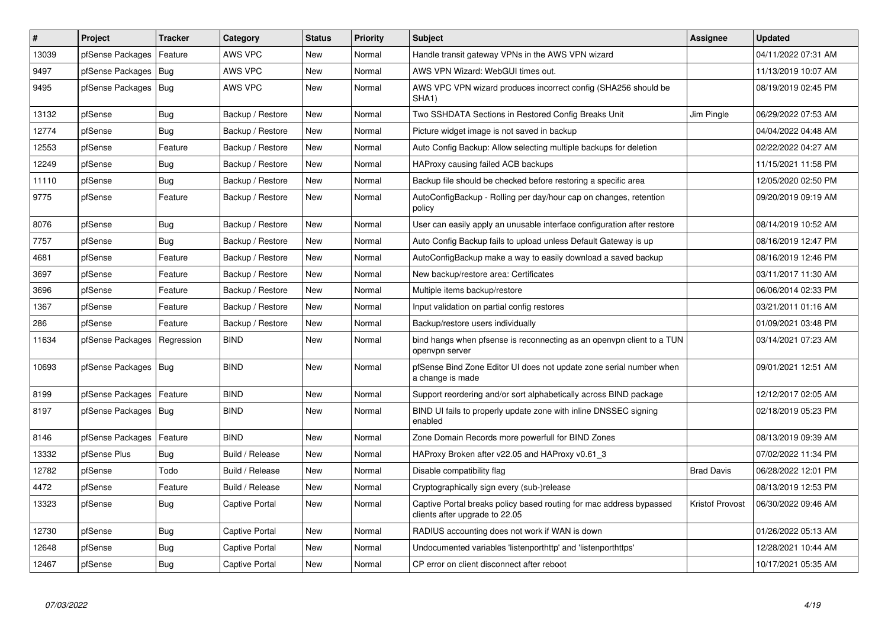| # | Project | Tracker | Category | Status | Priority | Subject | Assignee | Updated |
|---|---|---|---|---|---|---|---|---|
| 13039 | pfSense Packages | Feature | AWS VPC | New | Normal | Handle transit gateway VPNs in the AWS VPN wizard | | 04/11/2022 07:31 AM |
| 9497 | pfSense Packages | Bug | AWS VPC | New | Normal | AWS VPN Wizard: WebGUI times out. | | 11/13/2019 10:07 AM |
| 9495 | pfSense Packages | Bug | AWS VPC | New | Normal | AWS VPC VPN wizard produces incorrect config (SHA256 should be SHA1) | | 08/19/2019 02:45 PM |
| 13132 | pfSense | Bug | Backup / Restore | New | Normal | Two SSHDATA Sections in Restored Config Breaks Unit | Jim Pingle | 06/29/2022 07:53 AM |
| 12774 | pfSense | Bug | Backup / Restore | New | Normal | Picture widget image is not saved in backup | | 04/04/2022 04:48 AM |
| 12553 | pfSense | Feature | Backup / Restore | New | Normal | Auto Config Backup: Allow selecting multiple backups for deletion | | 02/22/2022 04:27 AM |
| 12249 | pfSense | Bug | Backup / Restore | New | Normal | HAProxy causing failed ACB backups | | 11/15/2021 11:58 PM |
| 11110 | pfSense | Bug | Backup / Restore | New | Normal | Backup file should be checked before restoring a specific area | | 12/05/2020 02:50 PM |
| 9775 | pfSense | Feature | Backup / Restore | New | Normal | AutoConfigBackup - Rolling per day/hour cap on changes, retention policy | | 09/20/2019 09:19 AM |
| 8076 | pfSense | Bug | Backup / Restore | New | Normal | User can easily apply an unusable interface configuration after restore | | 08/14/2019 10:52 AM |
| 7757 | pfSense | Bug | Backup / Restore | New | Normal | Auto Config Backup fails to upload unless Default Gateway is up | | 08/16/2019 12:47 PM |
| 4681 | pfSense | Feature | Backup / Restore | New | Normal | AutoConfigBackup make a way to easily download a saved backup | | 08/16/2019 12:46 PM |
| 3697 | pfSense | Feature | Backup / Restore | New | Normal | New backup/restore area: Certificates | | 03/11/2017 11:30 AM |
| 3696 | pfSense | Feature | Backup / Restore | New | Normal | Multiple items backup/restore | | 06/06/2014 02:33 PM |
| 1367 | pfSense | Feature | Backup / Restore | New | Normal | Input validation on partial config restores | | 03/21/2011 01:16 AM |
| 286 | pfSense | Feature | Backup / Restore | New | Normal | Backup/restore users individually | | 01/09/2021 03:48 PM |
| 11634 | pfSense Packages | Regression | BIND | New | Normal | bind hangs when pfsense is reconnecting as an openvpn client to a TUN openvpn server | | 03/14/2021 07:23 AM |
| 10693 | pfSense Packages | Bug | BIND | New | Normal | pfSense Bind Zone Editor UI does not update zone serial number when a change is made | | 09/01/2021 12:51 AM |
| 8199 | pfSense Packages | Feature | BIND | New | Normal | Support reordering and/or sort alphabetically across BIND package | | 12/12/2017 02:05 AM |
| 8197 | pfSense Packages | Bug | BIND | New | Normal | BIND UI fails to properly update zone with inline DNSSEC signing enabled | | 02/18/2019 05:23 PM |
| 8146 | pfSense Packages | Feature | BIND | New | Normal | Zone Domain Records more powerfull for BIND Zones | | 08/13/2019 09:39 AM |
| 13332 | pfSense Plus | Bug | Build / Release | New | Normal | HAProxy Broken after v22.05 and HAProxy v0.61_3 | | 07/02/2022 11:34 PM |
| 12782 | pfSense | Todo | Build / Release | New | Normal | Disable compatibility flag | Brad Davis | 06/28/2022 12:01 PM |
| 4472 | pfSense | Feature | Build / Release | New | Normal | Cryptographically sign every (sub-)release | | 08/13/2019 12:53 PM |
| 13323 | pfSense | Bug | Captive Portal | New | Normal | Captive Portal breaks policy based routing for mac address bypassed clients after upgrade to 22.05 | Kristof Provost | 06/30/2022 09:46 AM |
| 12730 | pfSense | Bug | Captive Portal | New | Normal | RADIUS accounting does not work if WAN is down | | 01/26/2022 05:13 AM |
| 12648 | pfSense | Bug | Captive Portal | New | Normal | Undocumented variables 'listenporthttp' and 'listenporthttps' | | 12/28/2021 10:44 AM |
| 12467 | pfSense | Bug | Captive Portal | New | Normal | CP error on client disconnect after reboot | | 10/17/2021 05:35 AM |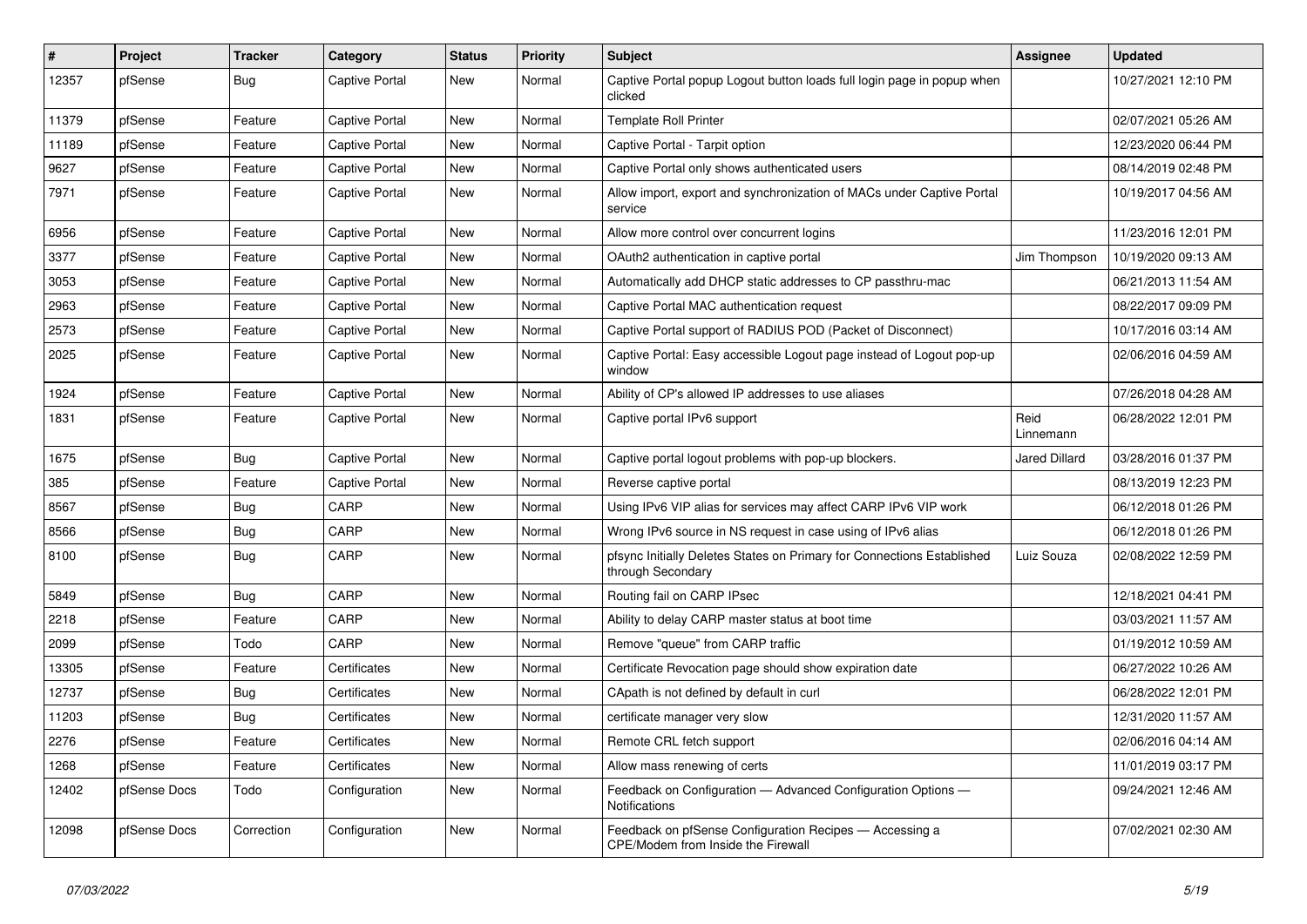| # | Project | Tracker | Category | Status | Priority | Subject | Assignee | Updated |
|---|---|---|---|---|---|---|---|---|
| 12357 | pfSense | Bug | Captive Portal | New | Normal | Captive Portal popup Logout button loads full login page in popup when clicked | | 10/27/2021 12:10 PM |
| 11379 | pfSense | Feature | Captive Portal | New | Normal | Template Roll Printer | | 02/07/2021 05:26 AM |
| 11189 | pfSense | Feature | Captive Portal | New | Normal | Captive Portal - Tarpit option | | 12/23/2020 06:44 PM |
| 9627 | pfSense | Feature | Captive Portal | New | Normal | Captive Portal only shows authenticated users | | 08/14/2019 02:48 PM |
| 7971 | pfSense | Feature | Captive Portal | New | Normal | Allow import, export and synchronization of MACs under Captive Portal service | | 10/19/2017 04:56 AM |
| 6956 | pfSense | Feature | Captive Portal | New | Normal | Allow more control over concurrent logins | | 11/23/2016 12:01 PM |
| 3377 | pfSense | Feature | Captive Portal | New | Normal | OAuth2 authentication in captive portal | Jim Thompson | 10/19/2020 09:13 AM |
| 3053 | pfSense | Feature | Captive Portal | New | Normal | Automatically add DHCP static addresses to CP passthru-mac | | 06/21/2013 11:54 AM |
| 2963 | pfSense | Feature | Captive Portal | New | Normal | Captive Portal MAC authentication request | | 08/22/2017 09:09 PM |
| 2573 | pfSense | Feature | Captive Portal | New | Normal | Captive Portal support of RADIUS POD (Packet of Disconnect) | | 10/17/2016 03:14 AM |
| 2025 | pfSense | Feature | Captive Portal | New | Normal | Captive Portal: Easy accessible Logout page instead of Logout pop-up window | | 02/06/2016 04:59 AM |
| 1924 | pfSense | Feature | Captive Portal | New | Normal | Ability of CP's allowed IP addresses to use aliases | | 07/26/2018 04:28 AM |
| 1831 | pfSense | Feature | Captive Portal | New | Normal | Captive portal IPv6 support | Reid Linnemann | 06/28/2022 12:01 PM |
| 1675 | pfSense | Bug | Captive Portal | New | Normal | Captive portal logout problems with pop-up blockers. | Jared Dillard | 03/28/2016 01:37 PM |
| 385 | pfSense | Feature | Captive Portal | New | Normal | Reverse captive portal | | 08/13/2019 12:23 PM |
| 8567 | pfSense | Bug | CARP | New | Normal | Using IPv6 VIP alias for services may affect CARP IPv6 VIP work | | 06/12/2018 01:26 PM |
| 8566 | pfSense | Bug | CARP | New | Normal | Wrong IPv6 source in NS request in case using of IPv6 alias | | 06/12/2018 01:26 PM |
| 8100 | pfSense | Bug | CARP | New | Normal | pfsync Initially Deletes States on Primary for Connections Established through Secondary | Luiz Souza | 02/08/2022 12:59 PM |
| 5849 | pfSense | Bug | CARP | New | Normal | Routing fail on CARP IPsec | | 12/18/2021 04:41 PM |
| 2218 | pfSense | Feature | CARP | New | Normal | Ability to delay CARP master status at boot time | | 03/03/2021 11:57 AM |
| 2099 | pfSense | Todo | CARP | New | Normal | Remove "queue" from CARP traffic | | 01/19/2012 10:59 AM |
| 13305 | pfSense | Feature | Certificates | New | Normal | Certificate Revocation page should show expiration date | | 06/27/2022 10:26 AM |
| 12737 | pfSense | Bug | Certificates | New | Normal | CApath is not defined by default in curl | | 06/28/2022 12:01 PM |
| 11203 | pfSense | Bug | Certificates | New | Normal | certificate manager very slow | | 12/31/2020 11:57 AM |
| 2276 | pfSense | Feature | Certificates | New | Normal | Remote CRL fetch support | | 02/06/2016 04:14 AM |
| 1268 | pfSense | Feature | Certificates | New | Normal | Allow mass renewing of certs | | 11/01/2019 03:17 PM |
| 12402 | pfSense Docs | Todo | Configuration | New | Normal | Feedback on Configuration — Advanced Configuration Options — Notifications | | 09/24/2021 12:46 AM |
| 12098 | pfSense Docs | Correction | Configuration | New | Normal | Feedback on pfSense Configuration Recipes — Accessing a CPE/Modem from Inside the Firewall | | 07/02/2021 02:30 AM |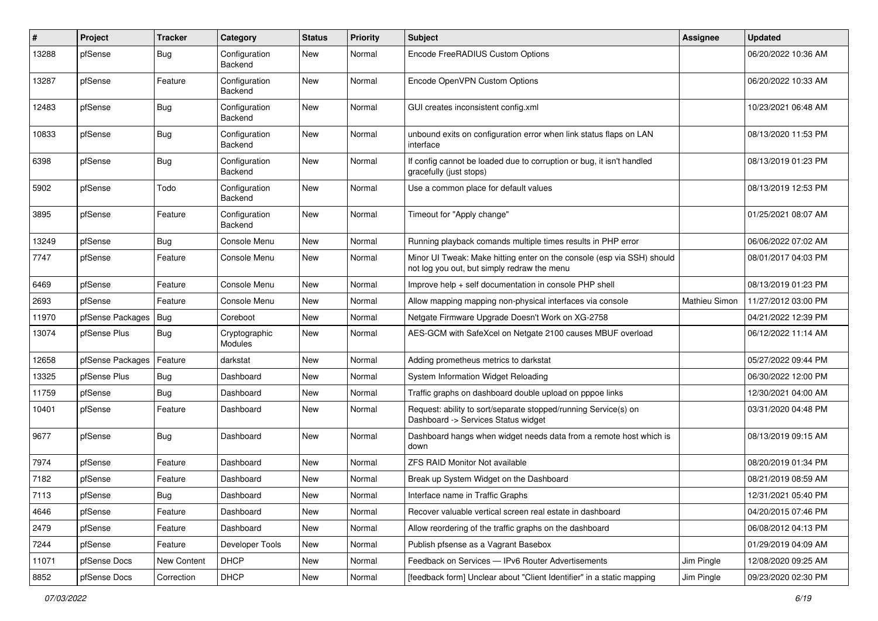| # | Project | Tracker | Category | Status | Priority | Subject | Assignee | Updated |
|---|---|---|---|---|---|---|---|---|
| 13288 | pfSense | Bug | Configuration Backend | New | Normal | Encode FreeRADIUS Custom Options | | 06/20/2022 10:36 AM |
| 13287 | pfSense | Feature | Configuration Backend | New | Normal | Encode OpenVPN Custom Options | | 06/20/2022 10:33 AM |
| 12483 | pfSense | Bug | Configuration Backend | New | Normal | GUI creates inconsistent config.xml | | 10/23/2021 06:48 AM |
| 10833 | pfSense | Bug | Configuration Backend | New | Normal | unbound exits on configuration error when link status flaps on LAN interface | | 08/13/2020 11:53 PM |
| 6398 | pfSense | Bug | Configuration Backend | New | Normal | If config cannot be loaded due to corruption or bug, it isn't handled gracefully (just stops) | | 08/13/2019 01:23 PM |
| 5902 | pfSense | Todo | Configuration Backend | New | Normal | Use a common place for default values | | 08/13/2019 12:53 PM |
| 3895 | pfSense | Feature | Configuration Backend | New | Normal | Timeout for "Apply change" | | 01/25/2021 08:07 AM |
| 13249 | pfSense | Bug | Console Menu | New | Normal | Running playback comands multiple times results in PHP error | | 06/06/2022 07:02 AM |
| 7747 | pfSense | Feature | Console Menu | New | Normal | Minor UI Tweak: Make hitting enter on the console (esp via SSH) should not log you out, but simply redraw the menu | | 08/01/2017 04:03 PM |
| 6469 | pfSense | Feature | Console Menu | New | Normal | Improve help + self documentation in console PHP shell | | 08/13/2019 01:23 PM |
| 2693 | pfSense | Feature | Console Menu | New | Normal | Allow mapping mapping non-physical interfaces via console | Mathieu Simon | 11/27/2012 03:00 PM |
| 11970 | pfSense Packages | Bug | Coreboot | New | Normal | Netgate Firmware Upgrade Doesn't Work on XG-2758 | | 04/21/2022 12:39 PM |
| 13074 | pfSense Plus | Bug | Cryptographic Modules | New | Normal | AES-GCM with SafeXcel on Netgate 2100 causes MBUF overload | | 06/12/2022 11:14 AM |
| 12658 | pfSense Packages | Feature | darkstat | New | Normal | Adding prometheus metrics to darkstat | | 05/27/2022 09:44 PM |
| 13325 | pfSense Plus | Bug | Dashboard | New | Normal | System Information Widget Reloading | | 06/30/2022 12:00 PM |
| 11759 | pfSense | Bug | Dashboard | New | Normal | Traffic graphs on dashboard double upload on pppoe links | | 12/30/2021 04:00 AM |
| 10401 | pfSense | Feature | Dashboard | New | Normal | Request: ability to sort/separate stopped/running Service(s) on Dashboard -> Services Status widget | | 03/31/2020 04:48 PM |
| 9677 | pfSense | Bug | Dashboard | New | Normal | Dashboard hangs when widget needs data from a remote host which is down | | 08/13/2019 09:15 AM |
| 7974 | pfSense | Feature | Dashboard | New | Normal | ZFS RAID Monitor Not available | | 08/20/2019 01:34 PM |
| 7182 | pfSense | Feature | Dashboard | New | Normal | Break up System Widget on the Dashboard | | 08/21/2019 08:59 AM |
| 7113 | pfSense | Bug | Dashboard | New | Normal | Interface name in Traffic Graphs | | 12/31/2021 05:40 PM |
| 4646 | pfSense | Feature | Dashboard | New | Normal | Recover valuable vertical screen real estate in dashboard | | 04/20/2015 07:46 PM |
| 2479 | pfSense | Feature | Dashboard | New | Normal | Allow reordering of the traffic graphs on the dashboard | | 06/08/2012 04:13 PM |
| 7244 | pfSense | Feature | Developer Tools | New | Normal | Publish pfsense as a Vagrant Basebox | | 01/29/2019 04:09 AM |
| 11071 | pfSense Docs | New Content | DHCP | New | Normal | Feedback on Services — IPv6 Router Advertisements | Jim Pingle | 12/08/2020 09:25 AM |
| 8852 | pfSense Docs | Correction | DHCP | New | Normal | [feedback form] Unclear about "Client Identifier" in a static mapping | Jim Pingle | 09/23/2020 02:30 PM |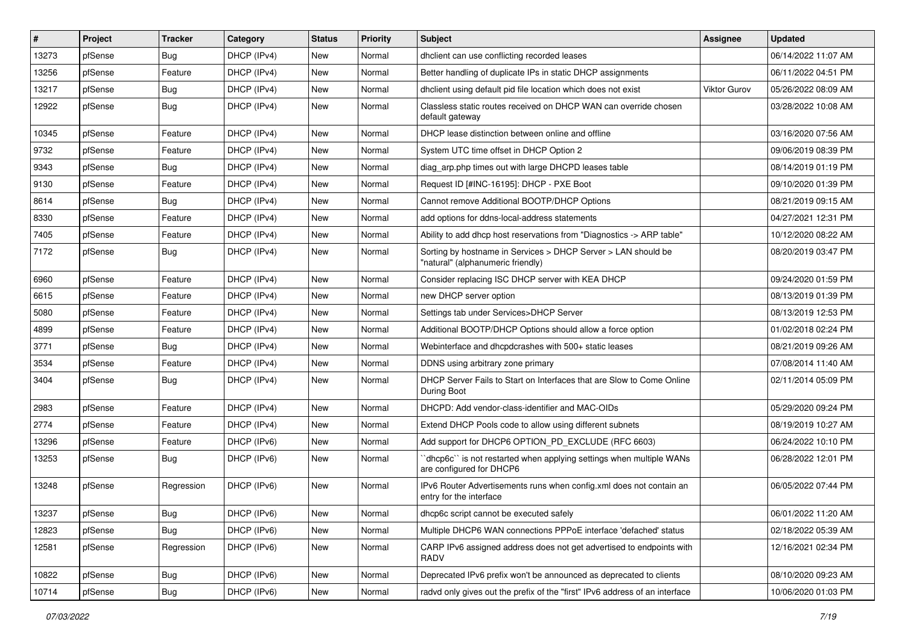| # | Project | Tracker | Category | Status | Priority | Subject | Assignee | Updated |
|---|---|---|---|---|---|---|---|---|
| 13273 | pfSense | Bug | DHCP (IPv4) | New | Normal | dhclient can use conflicting recorded leases | | 06/14/2022 11:07 AM |
| 13256 | pfSense | Feature | DHCP (IPv4) | New | Normal | Better handling of duplicate IPs in static DHCP assignments | | 06/11/2022 04:51 PM |
| 13217 | pfSense | Bug | DHCP (IPv4) | New | Normal | dhclient using default pid file location which does not exist | Viktor Gurov | 05/26/2022 08:09 AM |
| 12922 | pfSense | Bug | DHCP (IPv4) | New | Normal | Classless static routes received on DHCP WAN can override chosen default gateway | | 03/28/2022 10:08 AM |
| 10345 | pfSense | Feature | DHCP (IPv4) | New | Normal | DHCP lease distinction between online and offline | | 03/16/2020 07:56 AM |
| 9732 | pfSense | Feature | DHCP (IPv4) | New | Normal | System UTC time offset in DHCP Option 2 | | 09/06/2019 08:39 PM |
| 9343 | pfSense | Bug | DHCP (IPv4) | New | Normal | diag_arp.php times out with large DHCPD leases table | | 08/14/2019 01:19 PM |
| 9130 | pfSense | Feature | DHCP (IPv4) | New | Normal | Request ID [#INC-16195]: DHCP - PXE Boot | | 09/10/2020 01:39 PM |
| 8614 | pfSense | Bug | DHCP (IPv4) | New | Normal | Cannot remove Additional BOOTP/DHCP Options | | 08/21/2019 09:15 AM |
| 8330 | pfSense | Feature | DHCP (IPv4) | New | Normal | add options for ddns-local-address statements | | 04/27/2021 12:31 PM |
| 7405 | pfSense | Feature | DHCP (IPv4) | New | Normal | Ability to add dhcp host reservations from "Diagnostics -> ARP table" | | 10/12/2020 08:22 AM |
| 7172 | pfSense | Bug | DHCP (IPv4) | New | Normal | Sorting by hostname in Services > DHCP Server > LAN should be "natural" (alphanumeric friendly) | | 08/20/2019 03:47 PM |
| 6960 | pfSense | Feature | DHCP (IPv4) | New | Normal | Consider replacing ISC DHCP server with KEA DHCP | | 09/24/2020 01:59 PM |
| 6615 | pfSense | Feature | DHCP (IPv4) | New | Normal | new DHCP server option | | 08/13/2019 01:39 PM |
| 5080 | pfSense | Feature | DHCP (IPv4) | New | Normal | Settings tab under Services>DHCP Server | | 08/13/2019 12:53 PM |
| 4899 | pfSense | Feature | DHCP (IPv4) | New | Normal | Additional BOOTP/DHCP Options should allow a force option | | 01/02/2018 02:24 PM |
| 3771 | pfSense | Bug | DHCP (IPv4) | New | Normal | Webinterface and dhcpdcrashes with 500+ static leases | | 08/21/2019 09:26 AM |
| 3534 | pfSense | Feature | DHCP (IPv4) | New | Normal | DDNS using arbitrary zone primary | | 07/08/2014 11:40 AM |
| 3404 | pfSense | Bug | DHCP (IPv4) | New | Normal | DHCP Server Fails to Start on Interfaces that are Slow to Come Online During Boot | | 02/11/2014 05:09 PM |
| 2983 | pfSense | Feature | DHCP (IPv4) | New | Normal | DHCPD: Add vendor-class-identifier and MAC-OIDs | | 05/29/2020 09:24 PM |
| 2774 | pfSense | Feature | DHCP (IPv4) | New | Normal | Extend DHCP Pools code to allow using different subnets | | 08/19/2019 10:27 AM |
| 13296 | pfSense | Feature | DHCP (IPv6) | New | Normal | Add support for DHCP6 OPTION_PD_EXCLUDE (RFC 6603) | | 06/24/2022 10:10 PM |
| 13253 | pfSense | Bug | DHCP (IPv6) | New | Normal | ``dhcp6c`` is not restarted when applying settings when multiple WANs are configured for DHCP6 | | 06/28/2022 12:01 PM |
| 13248 | pfSense | Regression | DHCP (IPv6) | New | Normal | IPv6 Router Advertisements runs when config.xml does not contain an entry for the interface | | 06/05/2022 07:44 PM |
| 13237 | pfSense | Bug | DHCP (IPv6) | New | Normal | dhcp6c script cannot be executed safely | | 06/01/2022 11:20 AM |
| 12823 | pfSense | Bug | DHCP (IPv6) | New | Normal | Multiple DHCP6 WAN connections PPPoE interface 'defached' status | | 02/18/2022 05:39 AM |
| 12581 | pfSense | Regression | DHCP (IPv6) | New | Normal | CARP IPv6 assigned address does not get advertised to endpoints with RADV | | 12/16/2021 02:34 PM |
| 10822 | pfSense | Bug | DHCP (IPv6) | New | Normal | Deprecated IPv6 prefix won't be announced as deprecated to clients | | 08/10/2020 09:23 AM |
| 10714 | pfSense | Bug | DHCP (IPv6) | New | Normal | radvd only gives out the prefix of the "first" IPv6 address of an interface | | 10/06/2020 01:03 PM |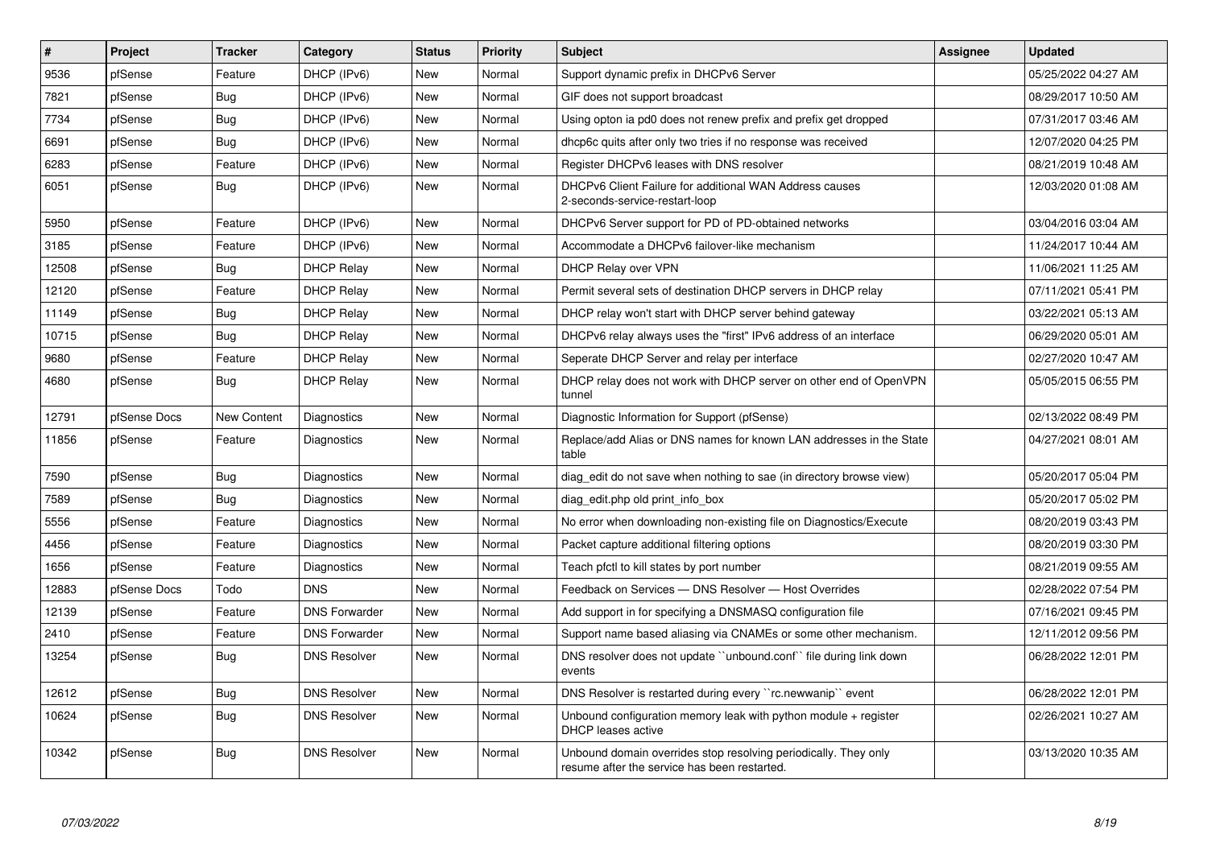| # | Project | Tracker | Category | Status | Priority | Subject | Assignee | Updated |
|---|---|---|---|---|---|---|---|---|
| 9536 | pfSense | Feature | DHCP (IPv6) | New | Normal | Support dynamic prefix in DHCPv6 Server | | 05/25/2022 04:27 AM |
| 7821 | pfSense | Bug | DHCP (IPv6) | New | Normal | GIF does not support broadcast | | 08/29/2017 10:50 AM |
| 7734 | pfSense | Bug | DHCP (IPv6) | New | Normal | Using opton ia pd0 does not renew prefix and prefix get dropped | | 07/31/2017 03:46 AM |
| 6691 | pfSense | Bug | DHCP (IPv6) | New | Normal | dhcp6c quits after only two tries if no response was received | | 12/07/2020 04:25 PM |
| 6283 | pfSense | Feature | DHCP (IPv6) | New | Normal | Register DHCPv6 leases with DNS resolver | | 08/21/2019 10:48 AM |
| 6051 | pfSense | Bug | DHCP (IPv6) | New | Normal | DHCPv6 Client Failure for additional WAN Address causes 2-seconds-service-restart-loop | | 12/03/2020 01:08 AM |
| 5950 | pfSense | Feature | DHCP (IPv6) | New | Normal | DHCPv6 Server support for PD of PD-obtained networks | | 03/04/2016 03:04 AM |
| 3185 | pfSense | Feature | DHCP (IPv6) | New | Normal | Accommodate a DHCPv6 failover-like mechanism | | 11/24/2017 10:44 AM |
| 12508 | pfSense | Bug | DHCP Relay | New | Normal | DHCP Relay over VPN | | 11/06/2021 11:25 AM |
| 12120 | pfSense | Feature | DHCP Relay | New | Normal | Permit several sets of destination DHCP servers in DHCP relay | | 07/11/2021 05:41 PM |
| 11149 | pfSense | Bug | DHCP Relay | New | Normal | DHCP relay won't start with DHCP server behind gateway | | 03/22/2021 05:13 AM |
| 10715 | pfSense | Bug | DHCP Relay | New | Normal | DHCPv6 relay always uses the "first" IPv6 address of an interface | | 06/29/2020 05:01 AM |
| 9680 | pfSense | Feature | DHCP Relay | New | Normal | Seperate DHCP Server and relay per interface | | 02/27/2020 10:47 AM |
| 4680 | pfSense | Bug | DHCP Relay | New | Normal | DHCP relay does not work with DHCP server on other end of OpenVPN tunnel | | 05/05/2015 06:55 PM |
| 12791 | pfSense Docs | New Content | Diagnostics | New | Normal | Diagnostic Information for Support (pfSense) | | 02/13/2022 08:49 PM |
| 11856 | pfSense | Feature | Diagnostics | New | Normal | Replace/add Alias or DNS names for known LAN addresses in the State table | | 04/27/2021 08:01 AM |
| 7590 | pfSense | Bug | Diagnostics | New | Normal | diag_edit do not save when nothing to sae (in directory browse view) | | 05/20/2017 05:04 PM |
| 7589 | pfSense | Bug | Diagnostics | New | Normal | diag_edit.php old print_info_box | | 05/20/2017 05:02 PM |
| 5556 | pfSense | Feature | Diagnostics | New | Normal | No error when downloading non-existing file on Diagnostics/Execute | | 08/20/2019 03:43 PM |
| 4456 | pfSense | Feature | Diagnostics | New | Normal | Packet capture additional filtering options | | 08/20/2019 03:30 PM |
| 1656 | pfSense | Feature | Diagnostics | New | Normal | Teach pfctl to kill states by port number | | 08/21/2019 09:55 AM |
| 12883 | pfSense Docs | Todo | DNS | New | Normal | Feedback on Services — DNS Resolver — Host Overrides | | 02/28/2022 07:54 PM |
| 12139 | pfSense | Feature | DNS Forwarder | New | Normal | Add support in for specifying a DNSMASQ configuration file | | 07/16/2021 09:45 PM |
| 2410 | pfSense | Feature | DNS Forwarder | New | Normal | Support name based aliasing via CNAMEs or some other mechanism. | | 12/11/2012 09:56 PM |
| 13254 | pfSense | Bug | DNS Resolver | New | Normal | DNS resolver does not update ``unbound.conf`` file during link down events | | 06/28/2022 12:01 PM |
| 12612 | pfSense | Bug | DNS Resolver | New | Normal | DNS Resolver is restarted during every ``rc.newwanip`` event | | 06/28/2022 12:01 PM |
| 10624 | pfSense | Bug | DNS Resolver | New | Normal | Unbound configuration memory leak with python module + register DHCP leases active | | 02/26/2021 10:27 AM |
| 10342 | pfSense | Bug | DNS Resolver | New | Normal | Unbound domain overrides stop resolving periodically. They only resume after the service has been restarted. | | 03/13/2020 10:35 AM |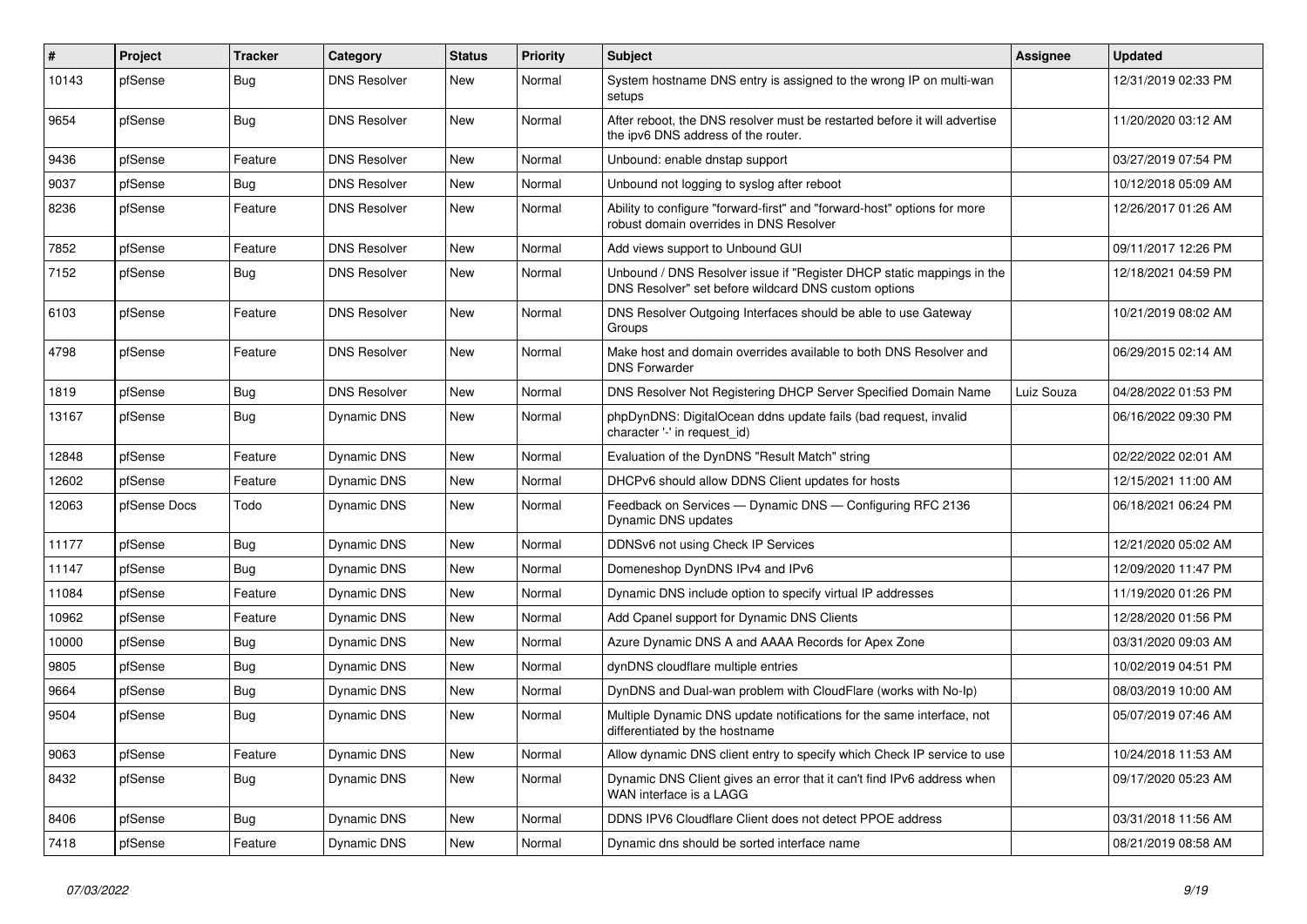| # | Project | Tracker | Category | Status | Priority | Subject | Assignee | Updated |
|---|---|---|---|---|---|---|---|---|
| 10143 | pfSense | Bug | DNS Resolver | New | Normal | System hostname DNS entry is assigned to the wrong IP on multi-wan setups | | 12/31/2019 02:33 PM |
| 9654 | pfSense | Bug | DNS Resolver | New | Normal | After reboot, the DNS resolver must be restarted before it will advertise the ipv6 DNS address of the router. | | 11/20/2020 03:12 AM |
| 9436 | pfSense | Feature | DNS Resolver | New | Normal | Unbound: enable dnstap support | | 03/27/2019 07:54 PM |
| 9037 | pfSense | Bug | DNS Resolver | New | Normal | Unbound not logging to syslog after reboot | | 10/12/2018 05:09 AM |
| 8236 | pfSense | Feature | DNS Resolver | New | Normal | Ability to configure "forward-first" and "forward-host" options for more robust domain overrides in DNS Resolver | | 12/26/2017 01:26 AM |
| 7852 | pfSense | Feature | DNS Resolver | New | Normal | Add views support to Unbound GUI | | 09/11/2017 12:26 PM |
| 7152 | pfSense | Bug | DNS Resolver | New | Normal | Unbound / DNS Resolver issue if "Register DHCP static mappings in the DNS Resolver" set before wildcard DNS custom options | | 12/18/2021 04:59 PM |
| 6103 | pfSense | Feature | DNS Resolver | New | Normal | DNS Resolver Outgoing Interfaces should be able to use Gateway Groups | | 10/21/2019 08:02 AM |
| 4798 | pfSense | Feature | DNS Resolver | New | Normal | Make host and domain overrides available to both DNS Resolver and DNS Forwarder | | 06/29/2015 02:14 AM |
| 1819 | pfSense | Bug | DNS Resolver | New | Normal | DNS Resolver Not Registering DHCP Server Specified Domain Name | Luiz Souza | 04/28/2022 01:53 PM |
| 13167 | pfSense | Bug | Dynamic DNS | New | Normal | phpDynDNS: DigitalOcean ddns update fails (bad request, invalid character '-' in request_id) | | 06/16/2022 09:30 PM |
| 12848 | pfSense | Feature | Dynamic DNS | New | Normal | Evaluation of the DynDNS "Result Match" string | | 02/22/2022 02:01 AM |
| 12602 | pfSense | Feature | Dynamic DNS | New | Normal | DHCPv6 should allow DDNS Client updates for hosts | | 12/15/2021 11:00 AM |
| 12063 | pfSense Docs | Todo | Dynamic DNS | New | Normal | Feedback on Services — Dynamic DNS — Configuring RFC 2136 Dynamic DNS updates | | 06/18/2021 06:24 PM |
| 11177 | pfSense | Bug | Dynamic DNS | New | Normal | DDNSv6 not using Check IP Services | | 12/21/2020 05:02 AM |
| 11147 | pfSense | Bug | Dynamic DNS | New | Normal | Domeneshop DynDNS IPv4 and IPv6 | | 12/09/2020 11:47 PM |
| 11084 | pfSense | Feature | Dynamic DNS | New | Normal | Dynamic DNS include option to specify virtual IP addresses | | 11/19/2020 01:26 PM |
| 10962 | pfSense | Feature | Dynamic DNS | New | Normal | Add Cpanel support for Dynamic DNS Clients | | 12/28/2020 01:56 PM |
| 10000 | pfSense | Bug | Dynamic DNS | New | Normal | Azure Dynamic DNS A and AAAA Records for Apex Zone | | 03/31/2020 09:03 AM |
| 9805 | pfSense | Bug | Dynamic DNS | New | Normal | dynDNS cloudflare multiple entries | | 10/02/2019 04:51 PM |
| 9664 | pfSense | Bug | Dynamic DNS | New | Normal | DynDNS and Dual-wan problem with CloudFlare (works with No-Ip) | | 08/03/2019 10:00 AM |
| 9504 | pfSense | Bug | Dynamic DNS | New | Normal | Multiple Dynamic DNS update notifications for the same interface, not differentiated by the hostname | | 05/07/2019 07:46 AM |
| 9063 | pfSense | Feature | Dynamic DNS | New | Normal | Allow dynamic DNS client entry to specify which Check IP service to use | | 10/24/2018 11:53 AM |
| 8432 | pfSense | Bug | Dynamic DNS | New | Normal | Dynamic DNS Client gives an error that it can't find IPv6 address when WAN interface is a LAGG | | 09/17/2020 05:23 AM |
| 8406 | pfSense | Bug | Dynamic DNS | New | Normal | DDNS IPV6 Cloudflare Client does not detect PPOE address | | 03/31/2018 11:56 AM |
| 7418 | pfSense | Feature | Dynamic DNS | New | Normal | Dynamic dns should be sorted interface name | | 08/21/2019 08:58 AM |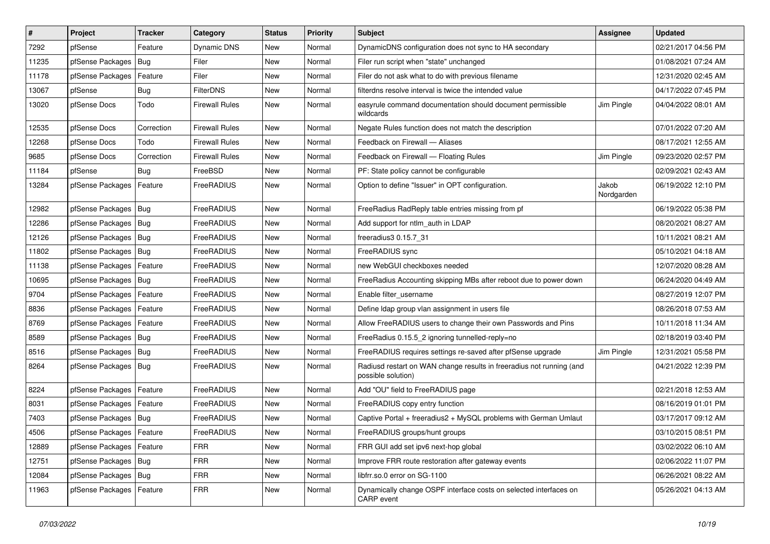| # | Project | Tracker | Category | Status | Priority | Subject | Assignee | Updated |
|---|---|---|---|---|---|---|---|---|
| 7292 | pfSense | Feature | Dynamic DNS | New | Normal | DynamicDNS configuration does not sync to HA secondary | | 02/21/2017 04:56 PM |
| 11235 | pfSense Packages | Bug | Filer | New | Normal | Filer run script when "state" unchanged | | 01/08/2021 07:24 AM |
| 11178 | pfSense Packages | Feature | Filer | New | Normal | Filer do not ask what to do with previous filename | | 12/31/2020 02:45 AM |
| 13067 | pfSense | Bug | FilterDNS | New | Normal | filterdns resolve interval is twice the intended value | | 04/17/2022 07:45 PM |
| 13020 | pfSense Docs | Todo | Firewall Rules | New | Normal | easyrule command documentation should document permissible wildcards | Jim Pingle | 04/04/2022 08:01 AM |
| 12535 | pfSense Docs | Correction | Firewall Rules | New | Normal | Negate Rules function does not match the description | | 07/01/2022 07:20 AM |
| 12268 | pfSense Docs | Todo | Firewall Rules | New | Normal | Feedback on Firewall — Aliases | | 08/17/2021 12:55 AM |
| 9685 | pfSense Docs | Correction | Firewall Rules | New | Normal | Feedback on Firewall — Floating Rules | Jim Pingle | 09/23/2020 02:57 PM |
| 11184 | pfSense | Bug | FreeBSD | New | Normal | PF: State policy cannot be configurable | | 02/09/2021 02:43 AM |
| 13284 | pfSense Packages | Feature | FreeRADIUS | New | Normal | Option to define "Issuer" in OPT configuration. | Jakob Nordgarden | 06/19/2022 12:10 PM |
| 12982 | pfSense Packages | Bug | FreeRADIUS | New | Normal | FreeRadius RadReply table entries missing from pf | | 06/19/2022 05:38 PM |
| 12286 | pfSense Packages | Bug | FreeRADIUS | New | Normal | Add support for ntlm_auth in LDAP | | 08/20/2021 08:27 AM |
| 12126 | pfSense Packages | Bug | FreeRADIUS | New | Normal | freeradius3 0.15.7_31 | | 10/11/2021 08:21 AM |
| 11802 | pfSense Packages | Bug | FreeRADIUS | New | Normal | FreeRADIUS sync | | 05/10/2021 04:18 AM |
| 11138 | pfSense Packages | Feature | FreeRADIUS | New | Normal | new WebGUI checkboxes needed | | 12/07/2020 08:28 AM |
| 10695 | pfSense Packages | Bug | FreeRADIUS | New | Normal | FreeRadius Accounting skipping MBs after reboot due to power down | | 06/24/2020 04:49 AM |
| 9704 | pfSense Packages | Feature | FreeRADIUS | New | Normal | Enable filter_username | | 08/27/2019 12:07 PM |
| 8836 | pfSense Packages | Feature | FreeRADIUS | New | Normal | Define ldap group vlan assignment in users file | | 08/26/2018 07:53 AM |
| 8769 | pfSense Packages | Feature | FreeRADIUS | New | Normal | Allow FreeRADIUS users to change their own Passwords and Pins | | 10/11/2018 11:34 AM |
| 8589 | pfSense Packages | Bug | FreeRADIUS | New | Normal | FreeRadius 0.15.5_2 ignoring tunnelled-reply=no | | 02/18/2019 03:40 PM |
| 8516 | pfSense Packages | Bug | FreeRADIUS | New | Normal | FreeRADIUS requires settings re-saved after pfSense upgrade | Jim Pingle | 12/31/2021 05:58 PM |
| 8264 | pfSense Packages | Bug | FreeRADIUS | New | Normal | Radiusd restart on WAN change results in freeradius not running (and possible solution) | | 04/21/2022 12:39 PM |
| 8224 | pfSense Packages | Feature | FreeRADIUS | New | Normal | Add "OU" field to FreeRADIUS page | | 02/21/2018 12:53 AM |
| 8031 | pfSense Packages | Feature | FreeRADIUS | New | Normal | FreeRADIUS copy entry function | | 08/16/2019 01:01 PM |
| 7403 | pfSense Packages | Bug | FreeRADIUS | New | Normal | Captive Portal + freeradius2 + MySQL problems with German Umlaut | | 03/17/2017 09:12 AM |
| 4506 | pfSense Packages | Feature | FreeRADIUS | New | Normal | FreeRADIUS groups/hunt groups | | 03/10/2015 08:51 PM |
| 12889 | pfSense Packages | Feature | FRR | New | Normal | FRR GUI add set ipv6 next-hop global | | 03/02/2022 06:10 AM |
| 12751 | pfSense Packages | Bug | FRR | New | Normal | Improve FRR route restoration after gateway events | | 02/06/2022 11:07 PM |
| 12084 | pfSense Packages | Bug | FRR | New | Normal | libfrr.so.0 error on SG-1100 | | 06/26/2021 08:22 AM |
| 11963 | pfSense Packages | Feature | FRR | New | Normal | Dynamically change OSPF interface costs on selected interfaces on CARP event | | 05/26/2021 04:13 AM |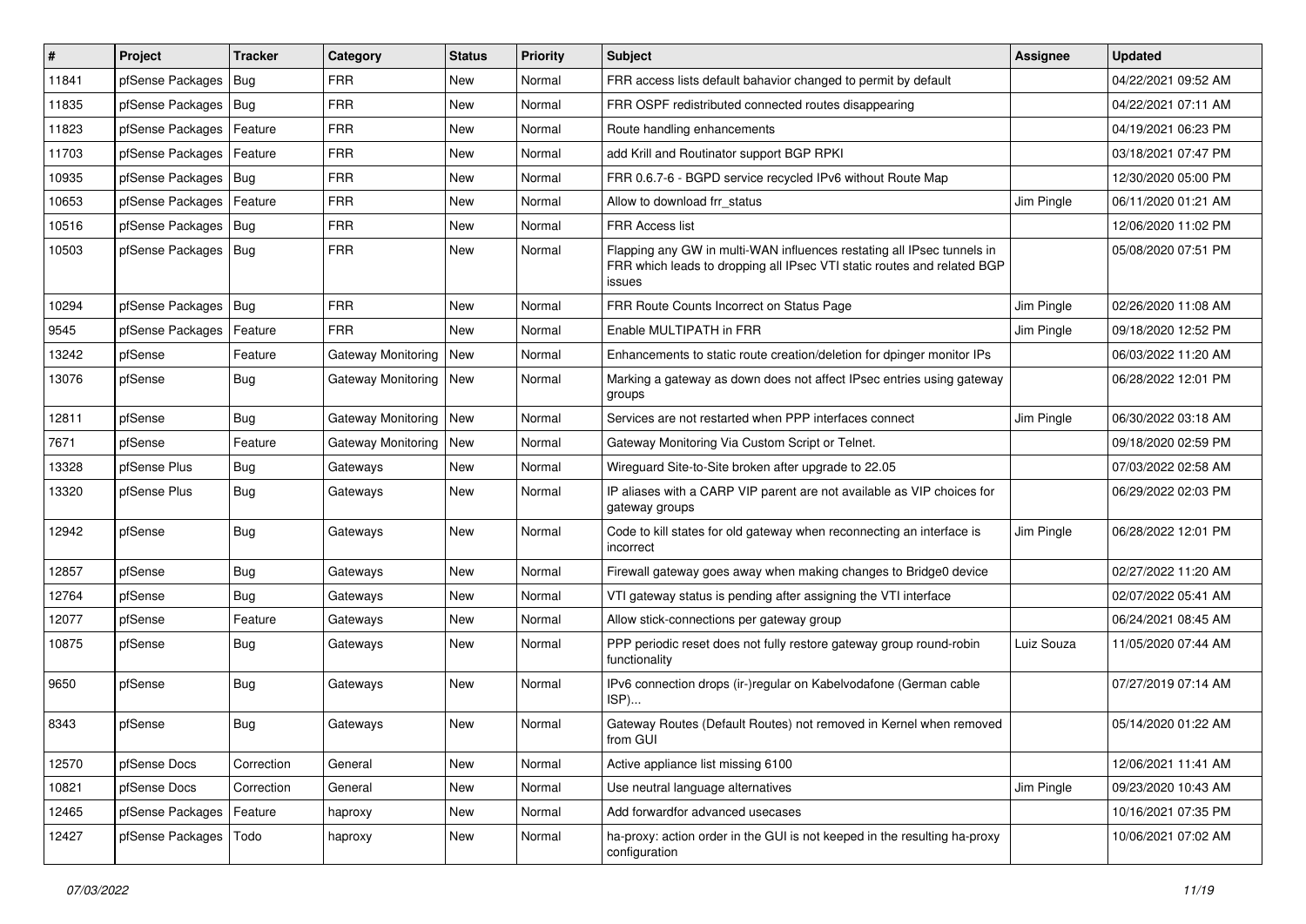| # | Project | Tracker | Category | Status | Priority | Subject | Assignee | Updated |
|---|---|---|---|---|---|---|---|---|
| 11841 | pfSense Packages | Bug | FRR | New | Normal | FRR access lists default bahavior changed to permit by default | | 04/22/2021 09:52 AM |
| 11835 | pfSense Packages | Bug | FRR | New | Normal | FRR OSPF redistributed connected routes disappearing | | 04/22/2021 07:11 AM |
| 11823 | pfSense Packages | Feature | FRR | New | Normal | Route handling enhancements | | 04/19/2021 06:23 PM |
| 11703 | pfSense Packages | Feature | FRR | New | Normal | add Krill and Routinator support BGP RPKI | | 03/18/2021 07:47 PM |
| 10935 | pfSense Packages | Bug | FRR | New | Normal | FRR 0.6.7-6 - BGPD service recycled IPv6 without Route Map | | 12/30/2020 05:00 PM |
| 10653 | pfSense Packages | Feature | FRR | New | Normal | Allow to download frr_status | Jim Pingle | 06/11/2020 01:21 AM |
| 10516 | pfSense Packages | Bug | FRR | New | Normal | FRR Access list | | 12/06/2020 11:02 PM |
| 10503 | pfSense Packages | Bug | FRR | New | Normal | Flapping any GW in multi-WAN influences restating all IPsec tunnels in FRR which leads to dropping all IPsec VTI static routes and related BGP issues | | 05/08/2020 07:51 PM |
| 10294 | pfSense Packages | Bug | FRR | New | Normal | FRR Route Counts Incorrect on Status Page | Jim Pingle | 02/26/2020 11:08 AM |
| 9545 | pfSense Packages | Feature | FRR | New | Normal | Enable MULTIPATH in FRR | Jim Pingle | 09/18/2020 12:52 PM |
| 13242 | pfSense | Feature | Gateway Monitoring | New | Normal | Enhancements to static route creation/deletion for dpinger monitor IPs | | 06/03/2022 11:20 AM |
| 13076 | pfSense | Bug | Gateway Monitoring | New | Normal | Marking a gateway as down does not affect IPsec entries using gateway groups | | 06/28/2022 12:01 PM |
| 12811 | pfSense | Bug | Gateway Monitoring | New | Normal | Services are not restarted when PPP interfaces connect | Jim Pingle | 06/30/2022 03:18 AM |
| 7671 | pfSense | Feature | Gateway Monitoring | New | Normal | Gateway Monitoring Via Custom Script or Telnet. | | 09/18/2020 02:59 PM |
| 13328 | pfSense Plus | Bug | Gateways | New | Normal | Wireguard Site-to-Site broken after upgrade to 22.05 | | 07/03/2022 02:58 AM |
| 13320 | pfSense Plus | Bug | Gateways | New | Normal | IP aliases with a CARP VIP parent are not available as VIP choices for gateway groups | | 06/29/2022 02:03 PM |
| 12942 | pfSense | Bug | Gateways | New | Normal | Code to kill states for old gateway when reconnecting an interface is incorrect | Jim Pingle | 06/28/2022 12:01 PM |
| 12857 | pfSense | Bug | Gateways | New | Normal | Firewall gateway goes away when making changes to Bridge0 device | | 02/27/2022 11:20 AM |
| 12764 | pfSense | Bug | Gateways | New | Normal | VTI gateway status is pending after assigning the VTI interface | | 02/07/2022 05:41 AM |
| 12077 | pfSense | Feature | Gateways | New | Normal | Allow stick-connections per gateway group | | 06/24/2021 08:45 AM |
| 10875 | pfSense | Bug | Gateways | New | Normal | PPP periodic reset does not fully restore gateway group round-robin functionality | Luiz Souza | 11/05/2020 07:44 AM |
| 9650 | pfSense | Bug | Gateways | New | Normal | IPv6 connection drops (ir-)regular on Kabelvodafone (German cable ISP)... | | 07/27/2019 07:14 AM |
| 8343 | pfSense | Bug | Gateways | New | Normal | Gateway Routes (Default Routes) not removed in Kernel when removed from GUI | | 05/14/2020 01:22 AM |
| 12570 | pfSense Docs | Correction | General | New | Normal | Active appliance list missing 6100 | | 12/06/2021 11:41 AM |
| 10821 | pfSense Docs | Correction | General | New | Normal | Use neutral language alternatives | Jim Pingle | 09/23/2020 10:43 AM |
| 12465 | pfSense Packages | Feature | haproxy | New | Normal | Add forwardfor advanced usecases | | 10/16/2021 07:35 PM |
| 12427 | pfSense Packages | Todo | haproxy | New | Normal | ha-proxy: action order in the GUI is not keeped in the resulting ha-proxy configuration | | 10/06/2021 07:02 AM |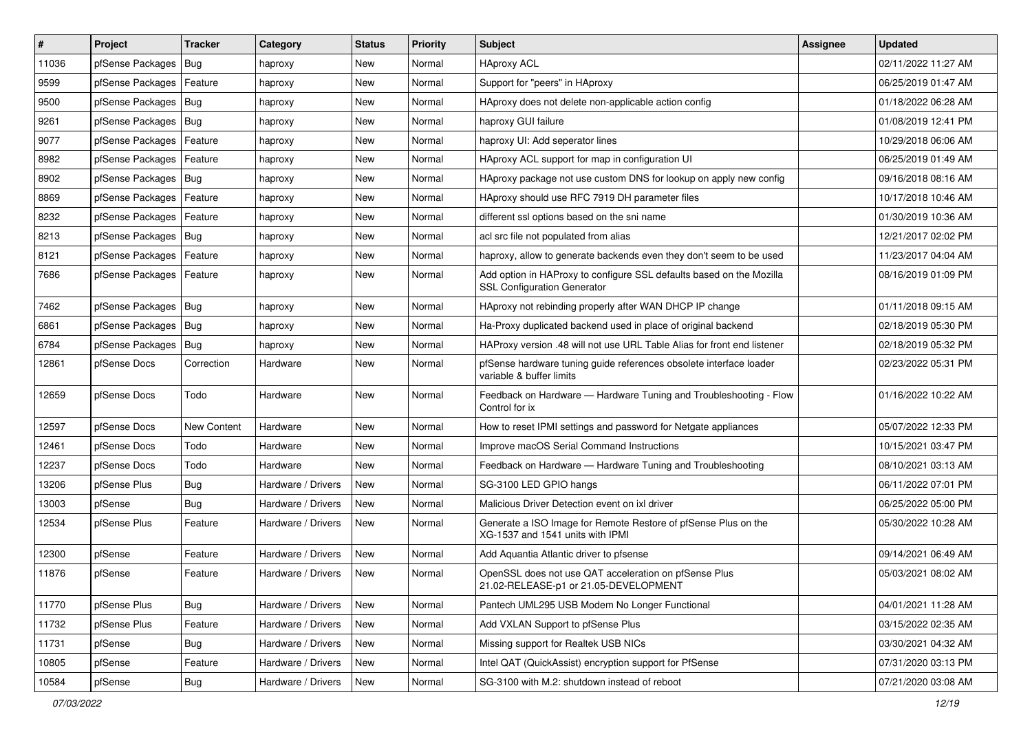| # | Project | Tracker | Category | Status | Priority | Subject | Assignee | Updated |
|---|---|---|---|---|---|---|---|---|
| 11036 | pfSense Packages | Bug | haproxy | New | Normal | HAproxy ACL | | 02/11/2022 11:27 AM |
| 9599 | pfSense Packages | Feature | haproxy | New | Normal | Support for "peers" in HAproxy | | 06/25/2019 01:47 AM |
| 9500 | pfSense Packages | Bug | haproxy | New | Normal | HAproxy does not delete non-applicable action config | | 01/18/2022 06:28 AM |
| 9261 | pfSense Packages | Bug | haproxy | New | Normal | haproxy GUI failure | | 01/08/2019 12:41 PM |
| 9077 | pfSense Packages | Feature | haproxy | New | Normal | haproxy UI: Add seperator lines | | 10/29/2018 06:06 AM |
| 8982 | pfSense Packages | Feature | haproxy | New | Normal | HAproxy ACL support for map in configuration UI | | 06/25/2019 01:49 AM |
| 8902 | pfSense Packages | Bug | haproxy | New | Normal | HAproxy package not use custom DNS for lookup on apply new config | | 09/16/2018 08:16 AM |
| 8869 | pfSense Packages | Feature | haproxy | New | Normal | HAproxy should use RFC 7919 DH parameter files | | 10/17/2018 10:46 AM |
| 8232 | pfSense Packages | Feature | haproxy | New | Normal | different ssl options based on the sni name | | 01/30/2019 10:36 AM |
| 8213 | pfSense Packages | Bug | haproxy | New | Normal | acl src file not populated from alias | | 12/21/2017 02:02 PM |
| 8121 | pfSense Packages | Feature | haproxy | New | Normal | haproxy, allow to generate backends even they don't seem to be used | | 11/23/2017 04:04 AM |
| 7686 | pfSense Packages | Feature | haproxy | New | Normal | Add option in HAProxy to configure SSL defaults based on the Mozilla SSL Configuration Generator | | 08/16/2019 01:09 PM |
| 7462 | pfSense Packages | Bug | haproxy | New | Normal | HAproxy not rebinding properly after WAN DHCP IP change | | 01/11/2018 09:15 AM |
| 6861 | pfSense Packages | Bug | haproxy | New | Normal | Ha-Proxy duplicated backend used in place of original backend | | 02/18/2019 05:30 PM |
| 6784 | pfSense Packages | Bug | haproxy | New | Normal | HAProxy version .48 will not use URL Table Alias for front end listener | | 02/18/2019 05:32 PM |
| 12861 | pfSense Docs | Correction | Hardware | New | Normal | pfSense hardware tuning guide references obsolete interface loader variable & buffer limits | | 02/23/2022 05:31 PM |
| 12659 | pfSense Docs | Todo | Hardware | New | Normal | Feedback on Hardware — Hardware Tuning and Troubleshooting - Flow Control for ix | | 01/16/2022 10:22 AM |
| 12597 | pfSense Docs | New Content | Hardware | New | Normal | How to reset IPMI settings and password for Netgate appliances | | 05/07/2022 12:33 PM |
| 12461 | pfSense Docs | Todo | Hardware | New | Normal | Improve macOS Serial Command Instructions | | 10/15/2021 03:47 PM |
| 12237 | pfSense Docs | Todo | Hardware | New | Normal | Feedback on Hardware — Hardware Tuning and Troubleshooting | | 08/10/2021 03:13 AM |
| 13206 | pfSense Plus | Bug | Hardware / Drivers | New | Normal | SG-3100 LED GPIO hangs | | 06/11/2022 07:01 PM |
| 13003 | pfSense | Bug | Hardware / Drivers | New | Normal | Malicious Driver Detection event on ixl driver | | 06/25/2022 05:00 PM |
| 12534 | pfSense Plus | Feature | Hardware / Drivers | New | Normal | Generate a ISO Image for Remote Restore of pfSense Plus on the XG-1537 and 1541 units with IPMI | | 05/30/2022 10:28 AM |
| 12300 | pfSense | Feature | Hardware / Drivers | New | Normal | Add Aquantia Atlantic driver to pfsense | | 09/14/2021 06:49 AM |
| 11876 | pfSense | Feature | Hardware / Drivers | New | Normal | OpenSSL does not use QAT acceleration on pfSense Plus 21.02-RELEASE-p1 or 21.05-DEVELOPMENT | | 05/03/2021 08:02 AM |
| 11770 | pfSense Plus | Bug | Hardware / Drivers | New | Normal | Pantech UML295 USB Modem No Longer Functional | | 04/01/2021 11:28 AM |
| 11732 | pfSense Plus | Feature | Hardware / Drivers | New | Normal | Add VXLAN Support to pfSense Plus | | 03/15/2022 02:35 AM |
| 11731 | pfSense | Bug | Hardware / Drivers | New | Normal | Missing support for Realtek USB NICs | | 03/30/2021 04:32 AM |
| 10805 | pfSense | Feature | Hardware / Drivers | New | Normal | Intel QAT (QuickAssist) encryption support for PfSense | | 07/31/2020 03:13 PM |
| 10584 | pfSense | Bug | Hardware / Drivers | New | Normal | SG-3100 with M.2: shutdown instead of reboot | | 07/21/2020 03:08 AM |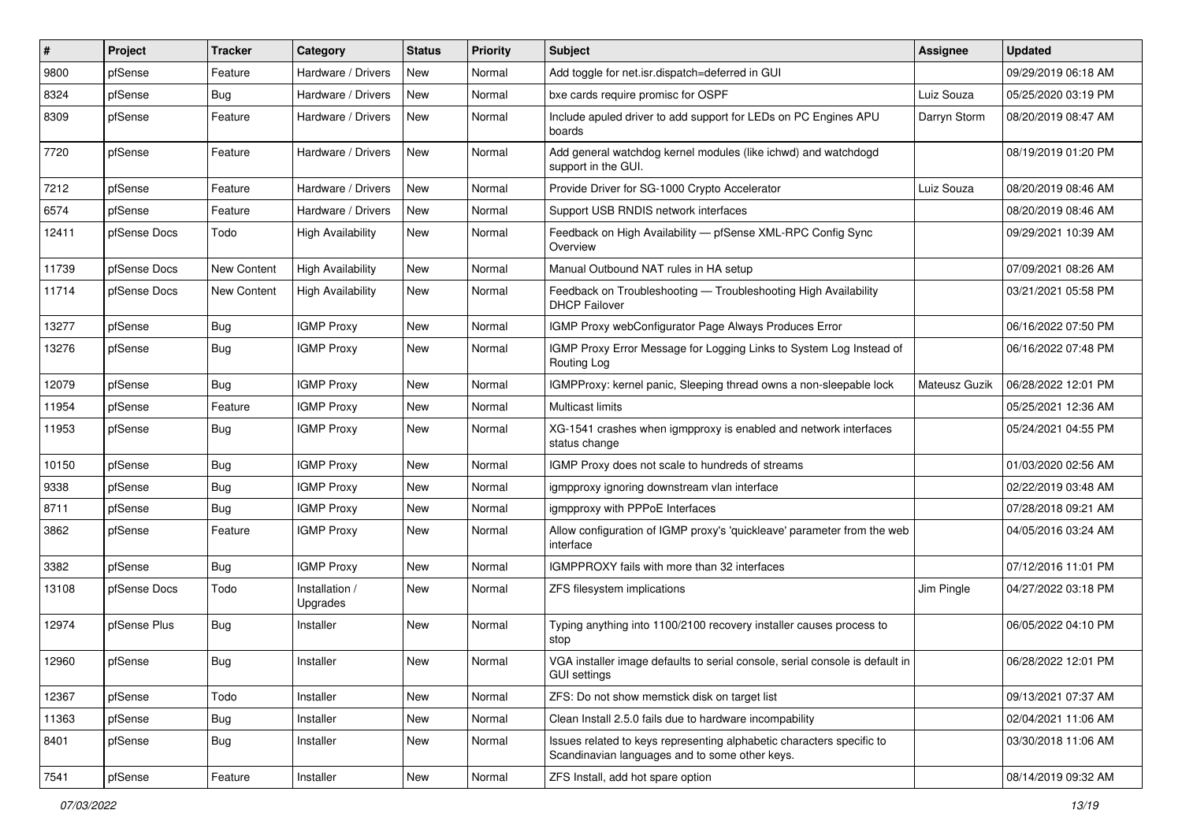| # | Project | Tracker | Category | Status | Priority | Subject | Assignee | Updated |
|---|---|---|---|---|---|---|---|---|
| 9800 | pfSense | Feature | Hardware / Drivers | New | Normal | Add toggle for net.isr.dispatch=deferred in GUI | | 09/29/2019 06:18 AM |
| 8324 | pfSense | Bug | Hardware / Drivers | New | Normal | bxe cards require promisc for OSPF | Luiz Souza | 05/25/2020 03:19 PM |
| 8309 | pfSense | Feature | Hardware / Drivers | New | Normal | Include apuled driver to add support for LEDs on PC Engines APU boards | Darryn Storm | 08/20/2019 08:47 AM |
| 7720 | pfSense | Feature | Hardware / Drivers | New | Normal | Add general watchdog kernel modules (like ichwd) and watchdogd support in the GUI. | | 08/19/2019 01:20 PM |
| 7212 | pfSense | Feature | Hardware / Drivers | New | Normal | Provide Driver for SG-1000 Crypto Accelerator | Luiz Souza | 08/20/2019 08:46 AM |
| 6574 | pfSense | Feature | Hardware / Drivers | New | Normal | Support USB RNDIS network interfaces | | 08/20/2019 08:46 AM |
| 12411 | pfSense Docs | Todo | High Availability | New | Normal | Feedback on High Availability — pfSense XML-RPC Config Sync Overview | | 09/29/2021 10:39 AM |
| 11739 | pfSense Docs | New Content | High Availability | New | Normal | Manual Outbound NAT rules in HA setup | | 07/09/2021 08:26 AM |
| 11714 | pfSense Docs | New Content | High Availability | New | Normal | Feedback on Troubleshooting — Troubleshooting High Availability DHCP Failover | | 03/21/2021 05:58 PM |
| 13277 | pfSense | Bug | IGMP Proxy | New | Normal | IGMP Proxy webConfigurator Page Always Produces Error | | 06/16/2022 07:50 PM |
| 13276 | pfSense | Bug | IGMP Proxy | New | Normal | IGMP Proxy Error Message for Logging Links to System Log Instead of Routing Log | | 06/16/2022 07:48 PM |
| 12079 | pfSense | Bug | IGMP Proxy | New | Normal | IGMPProxy: kernel panic, Sleeping thread owns a non-sleepable lock | Mateusz Guzik | 06/28/2022 12:01 PM |
| 11954 | pfSense | Feature | IGMP Proxy | New | Normal | Multicast limits | | 05/25/2021 12:36 AM |
| 11953 | pfSense | Bug | IGMP Proxy | New | Normal | XG-1541 crashes when igmpproxy is enabled and network interfaces status change | | 05/24/2021 04:55 PM |
| 10150 | pfSense | Bug | IGMP Proxy | New | Normal | IGMP Proxy does not scale to hundreds of streams | | 01/03/2020 02:56 AM |
| 9338 | pfSense | Bug | IGMP Proxy | New | Normal | igmpproxy ignoring downstream vlan interface | | 02/22/2019 03:48 AM |
| 8711 | pfSense | Bug | IGMP Proxy | New | Normal | igmpproxy with PPPoE Interfaces | | 07/28/2018 09:21 AM |
| 3862 | pfSense | Feature | IGMP Proxy | New | Normal | Allow configuration of IGMP proxy's 'quickleave' parameter from the web interface | | 04/05/2016 03:24 AM |
| 3382 | pfSense | Bug | IGMP Proxy | New | Normal | IGMPPROXY fails with more than 32 interfaces | | 07/12/2016 11:01 PM |
| 13108 | pfSense Docs | Todo | Installation / Upgrades | New | Normal | ZFS filesystem implications | Jim Pingle | 04/27/2022 03:18 PM |
| 12974 | pfSense Plus | Bug | Installer | New | Normal | Typing anything into 1100/2100 recovery installer causes process to stop | | 06/05/2022 04:10 PM |
| 12960 | pfSense | Bug | Installer | New | Normal | VGA installer image defaults to serial console, serial console is default in GUI settings | | 06/28/2022 12:01 PM |
| 12367 | pfSense | Todo | Installer | New | Normal | ZFS: Do not show memstick disk on target list | | 09/13/2021 07:37 AM |
| 11363 | pfSense | Bug | Installer | New | Normal | Clean Install 2.5.0 fails due to hardware incompability | | 02/04/2021 11:06 AM |
| 8401 | pfSense | Bug | Installer | New | Normal | Issues related to keys representing alphabetic characters specific to Scandinavian languages and to some other keys. | | 03/30/2018 11:06 AM |
| 7541 | pfSense | Feature | Installer | New | Normal | ZFS Install, add hot spare option | | 08/14/2019 09:32 AM |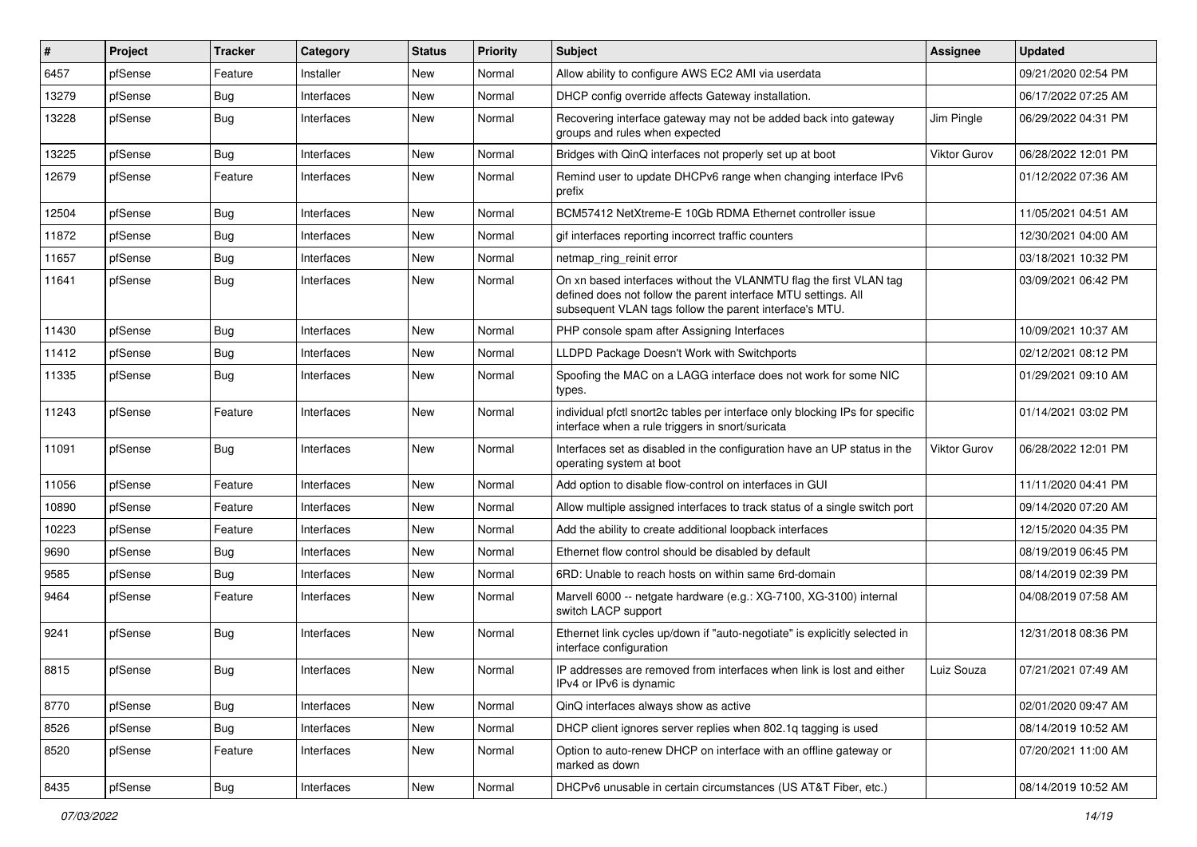| # | Project | Tracker | Category | Status | Priority | Subject | Assignee | Updated |
|---|---|---|---|---|---|---|---|---|
| 6457 | pfSense | Feature | Installer | New | Normal | Allow ability to configure AWS EC2 AMI via userdata | | 09/21/2020 02:54 PM |
| 13279 | pfSense | Bug | Interfaces | New | Normal | DHCP config override affects Gateway installation. | | 06/17/2022 07:25 AM |
| 13228 | pfSense | Bug | Interfaces | New | Normal | Recovering interface gateway may not be added back into gateway groups and rules when expected | Jim Pingle | 06/29/2022 04:31 PM |
| 13225 | pfSense | Bug | Interfaces | New | Normal | Bridges with QinQ interfaces not properly set up at boot | Viktor Gurov | 06/28/2022 12:01 PM |
| 12679 | pfSense | Feature | Interfaces | New | Normal | Remind user to update DHCPv6 range when changing interface IPv6 prefix | | 01/12/2022 07:36 AM |
| 12504 | pfSense | Bug | Interfaces | New | Normal | BCM57412 NetXtreme-E 10Gb RDMA Ethernet controller issue | | 11/05/2021 04:51 AM |
| 11872 | pfSense | Bug | Interfaces | New | Normal | gif interfaces reporting incorrect traffic counters | | 12/30/2021 04:00 AM |
| 11657 | pfSense | Bug | Interfaces | New | Normal | netmap_ring_reinit error | | 03/18/2021 10:32 PM |
| 11641 | pfSense | Bug | Interfaces | New | Normal | On xn based interfaces without the VLANMTU flag the first VLAN tag defined does not follow the parent interface MTU settings. All subsequent VLAN tags follow the parent interface's MTU. | | 03/09/2021 06:42 PM |
| 11430 | pfSense | Bug | Interfaces | New | Normal | PHP console spam after Assigning Interfaces | | 10/09/2021 10:37 AM |
| 11412 | pfSense | Bug | Interfaces | New | Normal | LLDPD Package Doesn't Work with Switchports | | 02/12/2021 08:12 PM |
| 11335 | pfSense | Bug | Interfaces | New | Normal | Spoofing the MAC on a LAGG interface does not work for some NIC types. | | 01/29/2021 09:10 AM |
| 11243 | pfSense | Feature | Interfaces | New | Normal | individual pfctl snort2c tables per interface only blocking IPs for specific interface when a rule triggers in snort/suricata | | 01/14/2021 03:02 PM |
| 11091 | pfSense | Bug | Interfaces | New | Normal | Interfaces set as disabled in the configuration have an UP status in the operating system at boot | Viktor Gurov | 06/28/2022 12:01 PM |
| 11056 | pfSense | Feature | Interfaces | New | Normal | Add option to disable flow-control on interfaces in GUI | | 11/11/2020 04:41 PM |
| 10890 | pfSense | Feature | Interfaces | New | Normal | Allow multiple assigned interfaces to track status of a single switch port | | 09/14/2020 07:20 AM |
| 10223 | pfSense | Feature | Interfaces | New | Normal | Add the ability to create additional loopback interfaces | | 12/15/2020 04:35 PM |
| 9690 | pfSense | Bug | Interfaces | New | Normal | Ethernet flow control should be disabled by default | | 08/19/2019 06:45 PM |
| 9585 | pfSense | Bug | Interfaces | New | Normal | 6RD: Unable to reach hosts on within same 6rd-domain | | 08/14/2019 02:39 PM |
| 9464 | pfSense | Feature | Interfaces | New | Normal | Marvell 6000 -- netgate hardware (e.g.: XG-7100, XG-3100) internal switch LACP support | | 04/08/2019 07:58 AM |
| 9241 | pfSense | Bug | Interfaces | New | Normal | Ethernet link cycles up/down if "auto-negotiate" is explicitly selected in interface configuration | | 12/31/2018 08:36 PM |
| 8815 | pfSense | Bug | Interfaces | New | Normal | IP addresses are removed from interfaces when link is lost and either IPv4 or IPv6 is dynamic | Luiz Souza | 07/21/2021 07:49 AM |
| 8770 | pfSense | Bug | Interfaces | New | Normal | QinQ interfaces always show as active | | 02/01/2020 09:47 AM |
| 8526 | pfSense | Bug | Interfaces | New | Normal | DHCP client ignores server replies when 802.1q tagging is used | | 08/14/2019 10:52 AM |
| 8520 | pfSense | Feature | Interfaces | New | Normal | Option to auto-renew DHCP on interface with an offline gateway or marked as down | | 07/20/2021 11:00 AM |
| 8435 | pfSense | Bug | Interfaces | New | Normal | DHCPv6 unusable in certain circumstances (US AT&T Fiber, etc.) | | 08/14/2019 10:52 AM |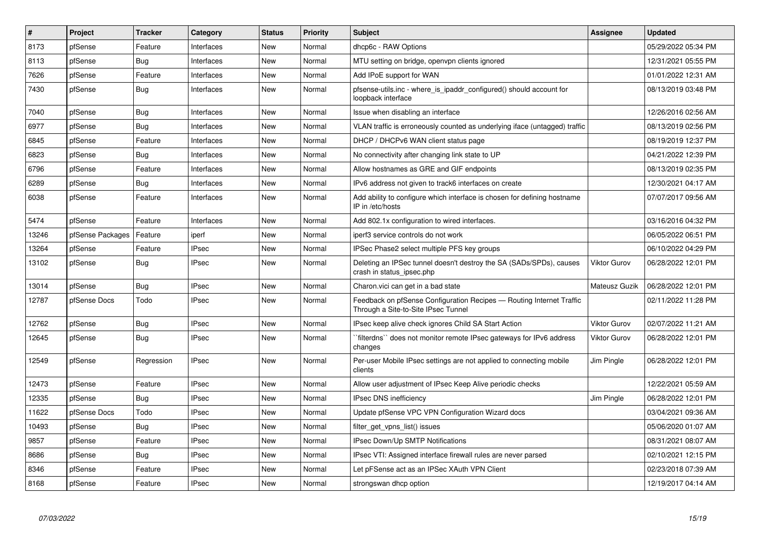| # | Project | Tracker | Category | Status | Priority | Subject | Assignee | Updated |
|---|---|---|---|---|---|---|---|---|
| 8173 | pfSense | Feature | Interfaces | New | Normal | dhcp6c - RAW Options | | 05/29/2022 05:34 PM |
| 8113 | pfSense | Bug | Interfaces | New | Normal | MTU setting on bridge, openvpn clients ignored | | 12/31/2021 05:55 PM |
| 7626 | pfSense | Feature | Interfaces | New | Normal | Add IPoE support for WAN | | 01/01/2022 12:31 AM |
| 7430 | pfSense | Bug | Interfaces | New | Normal | pfsense-utils.inc - where_is_ipaddr_configured() should account for loopback interface | | 08/13/2019 03:48 PM |
| 7040 | pfSense | Bug | Interfaces | New | Normal | Issue when disabling an interface | | 12/26/2016 02:56 AM |
| 6977 | pfSense | Bug | Interfaces | New | Normal | VLAN traffic is erroneously counted as underlying iface (untagged) traffic | | 08/13/2019 02:56 PM |
| 6845 | pfSense | Feature | Interfaces | New | Normal | DHCP / DHCPv6 WAN client status page | | 08/19/2019 12:37 PM |
| 6823 | pfSense | Bug | Interfaces | New | Normal | No connectivity after changing link state to UP | | 04/21/2022 12:39 PM |
| 6796 | pfSense | Feature | Interfaces | New | Normal | Allow hostnames as GRE and GIF endpoints | | 08/13/2019 02:35 PM |
| 6289 | pfSense | Bug | Interfaces | New | Normal | IPv6 address not given to track6 interfaces on create | | 12/30/2021 04:17 AM |
| 6038 | pfSense | Feature | Interfaces | New | Normal | Add ability to configure which interface is chosen for defining hostname IP in /etc/hosts | | 07/07/2017 09:56 AM |
| 5474 | pfSense | Feature | Interfaces | New | Normal | Add 802.1x configuration to wired interfaces. | | 03/16/2016 04:32 PM |
| 13246 | pfSense Packages | Feature | iperf | New | Normal | iperf3 service controls do not work | | 06/05/2022 06:51 PM |
| 13264 | pfSense | Feature | IPsec | New | Normal | IPSec Phase2 select multiple PFS key groups | | 06/10/2022 04:29 PM |
| 13102 | pfSense | Bug | IPsec | New | Normal | Deleting an IPSec tunnel doesn't destroy the SA (SADs/SPDs), causes crash in status_ipsec.php | Viktor Gurov | 06/28/2022 12:01 PM |
| 13014 | pfSense | Bug | IPsec | New | Normal | Charon.vici can get in a bad state | Mateusz Guzik | 06/28/2022 12:01 PM |
| 12787 | pfSense Docs | Todo | IPsec | New | Normal | Feedback on pfSense Configuration Recipes — Routing Internet Traffic Through a Site-to-Site IPsec Tunnel | | 02/11/2022 11:28 PM |
| 12762 | pfSense | Bug | IPsec | New | Normal | IPsec keep alive check ignores Child SA Start Action | Viktor Gurov | 02/07/2022 11:21 AM |
| 12645 | pfSense | Bug | IPsec | New | Normal | ``filterdns`` does not monitor remote IPsec gateways for IPv6 address changes | Viktor Gurov | 06/28/2022 12:01 PM |
| 12549 | pfSense | Regression | IPsec | New | Normal | Per-user Mobile IPsec settings are not applied to connecting mobile clients | Jim Pingle | 06/28/2022 12:01 PM |
| 12473 | pfSense | Feature | IPsec | New | Normal | Allow user adjustment of IPsec Keep Alive periodic checks | | 12/22/2021 05:59 AM |
| 12335 | pfSense | Bug | IPsec | New | Normal | IPsec DNS inefficiency | Jim Pingle | 06/28/2022 12:01 PM |
| 11622 | pfSense Docs | Todo | IPsec | New | Normal | Update pfSense VPC VPN Configuration Wizard docs | | 03/04/2021 09:36 AM |
| 10493 | pfSense | Bug | IPsec | New | Normal | filter_get_vpns_list() issues | | 05/06/2020 01:07 AM |
| 9857 | pfSense | Feature | IPsec | New | Normal | IPsec Down/Up SMTP Notifications | | 08/31/2021 08:07 AM |
| 8686 | pfSense | Bug | IPsec | New | Normal | IPsec VTI: Assigned interface firewall rules are never parsed | | 02/10/2021 12:15 PM |
| 8346 | pfSense | Feature | IPsec | New | Normal | Let pFSense act as an IPSec XAuth VPN Client | | 02/23/2018 07:39 AM |
| 8168 | pfSense | Feature | IPsec | New | Normal | strongswan dhcp option | | 12/19/2017 04:14 AM |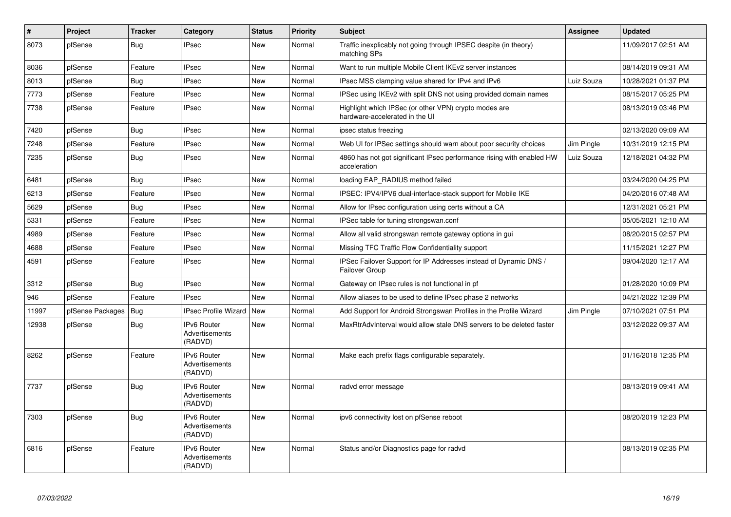| # | Project | Tracker | Category | Status | Priority | Subject | Assignee | Updated |
|---|---|---|---|---|---|---|---|---|
| 8073 | pfSense | Bug | IPsec | New | Normal | Traffic inexplicably not going through IPSEC despite (in theory) matching SPs | | 11/09/2017 02:51 AM |
| 8036 | pfSense | Feature | IPsec | New | Normal | Want to run multiple Mobile Client IKEv2 server instances | | 08/14/2019 09:31 AM |
| 8013 | pfSense | Bug | IPsec | New | Normal | IPsec MSS clamping value shared for IPv4 and IPv6 | Luiz Souza | 10/28/2021 01:37 PM |
| 7773 | pfSense | Feature | IPsec | New | Normal | IPSec using IKEv2 with split DNS not using provided domain names | | 08/15/2017 05:25 PM |
| 7738 | pfSense | Feature | IPsec | New | Normal | Highlight which IPSec (or other VPN) crypto modes are hardware-accelerated in the UI | | 08/13/2019 03:46 PM |
| 7420 | pfSense | Bug | IPsec | New | Normal | ipsec status freezing | | 02/13/2020 09:09 AM |
| 7248 | pfSense | Feature | IPsec | New | Normal | Web UI for IPSec settings should warn about poor security choices | Jim Pingle | 10/31/2019 12:15 PM |
| 7235 | pfSense | Bug | IPsec | New | Normal | 4860 has not got significant IPsec performance rising with enabled HW acceleration | Luiz Souza | 12/18/2021 04:32 PM |
| 6481 | pfSense | Bug | IPsec | New | Normal | loading EAP_RADIUS method failed | | 03/24/2020 04:25 PM |
| 6213 | pfSense | Feature | IPsec | New | Normal | IPSEC: IPV4/IPV6 dual-interface-stack support for Mobile IKE | | 04/20/2016 07:48 AM |
| 5629 | pfSense | Bug | IPsec | New | Normal | Allow for IPsec configuration using certs without a CA | | 12/31/2021 05:21 PM |
| 5331 | pfSense | Feature | IPsec | New | Normal | IPSec table for tuning strongswan.conf | | 05/05/2021 12:10 AM |
| 4989 | pfSense | Feature | IPsec | New | Normal | Allow all valid strongswan remote gateway options in gui | | 08/20/2015 02:57 PM |
| 4688 | pfSense | Feature | IPsec | New | Normal | Missing TFC Traffic Flow Confidentiality support | | 11/15/2021 12:27 PM |
| 4591 | pfSense | Feature | IPsec | New | Normal | IPSec Failover Support for IP Addresses instead of Dynamic DNS / Failover Group | | 09/04/2020 12:17 AM |
| 3312 | pfSense | Bug | IPsec | New | Normal | Gateway on IPsec rules is not functional in pf | | 01/28/2020 10:09 PM |
| 946 | pfSense | Feature | IPsec | New | Normal | Allow aliases to be used to define IPsec phase 2 networks | | 04/21/2022 12:39 PM |
| 11997 | pfSense Packages | Bug | IPsec Profile Wizard | New | Normal | Add Support for Android Strongswan Profiles in the Profile Wizard | Jim Pingle | 07/10/2021 07:51 PM |
| 12938 | pfSense | Bug | IPv6 Router Advertisements (RADVD) | New | Normal | MaxRtrAdvInterval would allow stale DNS servers to be deleted faster | | 03/12/2022 09:37 AM |
| 8262 | pfSense | Feature | IPv6 Router Advertisements (RADVD) | New | Normal | Make each prefix flags configurable separately. | | 01/16/2018 12:35 PM |
| 7737 | pfSense | Bug | IPv6 Router Advertisements (RADVD) | New | Normal | radvd error message | | 08/13/2019 09:41 AM |
| 7303 | pfSense | Bug | IPv6 Router Advertisements (RADVD) | New | Normal | ipv6 connectivity lost on pfSense reboot | | 08/20/2019 12:23 PM |
| 6816 | pfSense | Feature | IPv6 Router Advertisements (RADVD) | New | Normal | Status and/or Diagnostics page for radvd | | 08/13/2019 02:35 PM |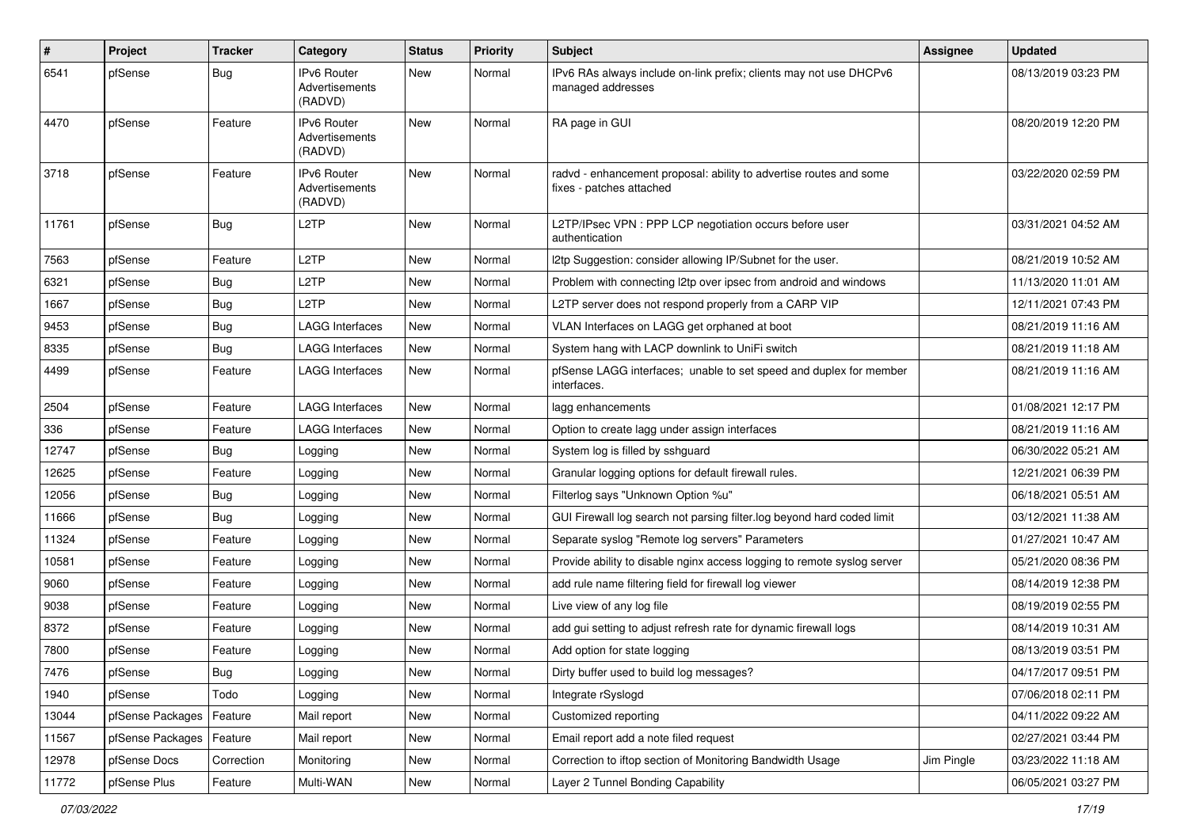| # | Project | Tracker | Category | Status | Priority | Subject | Assignee | Updated |
|---|---|---|---|---|---|---|---|---|
| 6541 | pfSense | Bug | IPv6 Router Advertisements (RADVD) | New | Normal | IPv6 RAs always include on-link prefix; clients may not use DHCPv6 managed addresses | | 08/13/2019 03:23 PM |
| 4470 | pfSense | Feature | IPv6 Router Advertisements (RADVD) | New | Normal | RA page in GUI | | 08/20/2019 12:20 PM |
| 3718 | pfSense | Feature | IPv6 Router Advertisements (RADVD) | New | Normal | radvd - enhancement proposal: ability to advertise routes and some fixes - patches attached | | 03/22/2020 02:59 PM |
| 11761 | pfSense | Bug | L2TP | New | Normal | L2TP/IPsec VPN : PPP LCP negotiation occurs before user authentication | | 03/31/2021 04:52 AM |
| 7563 | pfSense | Feature | L2TP | New | Normal | l2tp Suggestion: consider allowing IP/Subnet for the user. | | 08/21/2019 10:52 AM |
| 6321 | pfSense | Bug | L2TP | New | Normal | Problem with connecting l2tp over ipsec from android and windows | | 11/13/2020 11:01 AM |
| 1667 | pfSense | Bug | L2TP | New | Normal | L2TP server does not respond properly from a CARP VIP | | 12/11/2021 07:43 PM |
| 9453 | pfSense | Bug | LAGG Interfaces | New | Normal | VLAN Interfaces on LAGG get orphaned at boot | | 08/21/2019 11:16 AM |
| 8335 | pfSense | Bug | LAGG Interfaces | New | Normal | System hang with LACP downlink to UniFi switch | | 08/21/2019 11:18 AM |
| 4499 | pfSense | Feature | LAGG Interfaces | New | Normal | pfSense LAGG interfaces; unable to set speed and duplex for member interfaces. | | 08/21/2019 11:16 AM |
| 2504 | pfSense | Feature | LAGG Interfaces | New | Normal | lagg enhancements | | 01/08/2021 12:17 PM |
| 336 | pfSense | Feature | LAGG Interfaces | New | Normal | Option to create lagg under assign interfaces | | 08/21/2019 11:16 AM |
| 12747 | pfSense | Bug | Logging | New | Normal | System log is filled by sshguard | | 06/30/2022 05:21 AM |
| 12625 | pfSense | Feature | Logging | New | Normal | Granular logging options for default firewall rules. | | 12/21/2021 06:39 PM |
| 12056 | pfSense | Bug | Logging | New | Normal | Filterlog says "Unknown Option %u" | | 06/18/2021 05:51 AM |
| 11666 | pfSense | Bug | Logging | New | Normal | GUI Firewall log search not parsing filter.log beyond hard coded limit | | 03/12/2021 11:38 AM |
| 11324 | pfSense | Feature | Logging | New | Normal | Separate syslog "Remote log servers" Parameters | | 01/27/2021 10:47 AM |
| 10581 | pfSense | Feature | Logging | New | Normal | Provide ability to disable nginx access logging to remote syslog server | | 05/21/2020 08:36 PM |
| 9060 | pfSense | Feature | Logging | New | Normal | add rule name filtering field for firewall log viewer | | 08/14/2019 12:38 PM |
| 9038 | pfSense | Feature | Logging | New | Normal | Live view of any log file | | 08/19/2019 02:55 PM |
| 8372 | pfSense | Feature | Logging | New | Normal | add gui setting to adjust refresh rate for dynamic firewall logs | | 08/14/2019 10:31 AM |
| 7800 | pfSense | Feature | Logging | New | Normal | Add option for state logging | | 08/13/2019 03:51 PM |
| 7476 | pfSense | Bug | Logging | New | Normal | Dirty buffer used to build log messages? | | 04/17/2017 09:51 PM |
| 1940 | pfSense | Todo | Logging | New | Normal | Integrate rSyslogd | | 07/06/2018 02:11 PM |
| 13044 | pfSense Packages | Feature | Mail report | New | Normal | Customized reporting | | 04/11/2022 09:22 AM |
| 11567 | pfSense Packages | Feature | Mail report | New | Normal | Email report add a note filed request | | 02/27/2021 03:44 PM |
| 12978 | pfSense Docs | Correction | Monitoring | New | Normal | Correction to iftop section of Monitoring Bandwidth Usage | Jim Pingle | 03/23/2022 11:18 AM |
| 11772 | pfSense Plus | Feature | Multi-WAN | New | Normal | Layer 2 Tunnel Bonding Capability | | 06/05/2021 03:27 PM |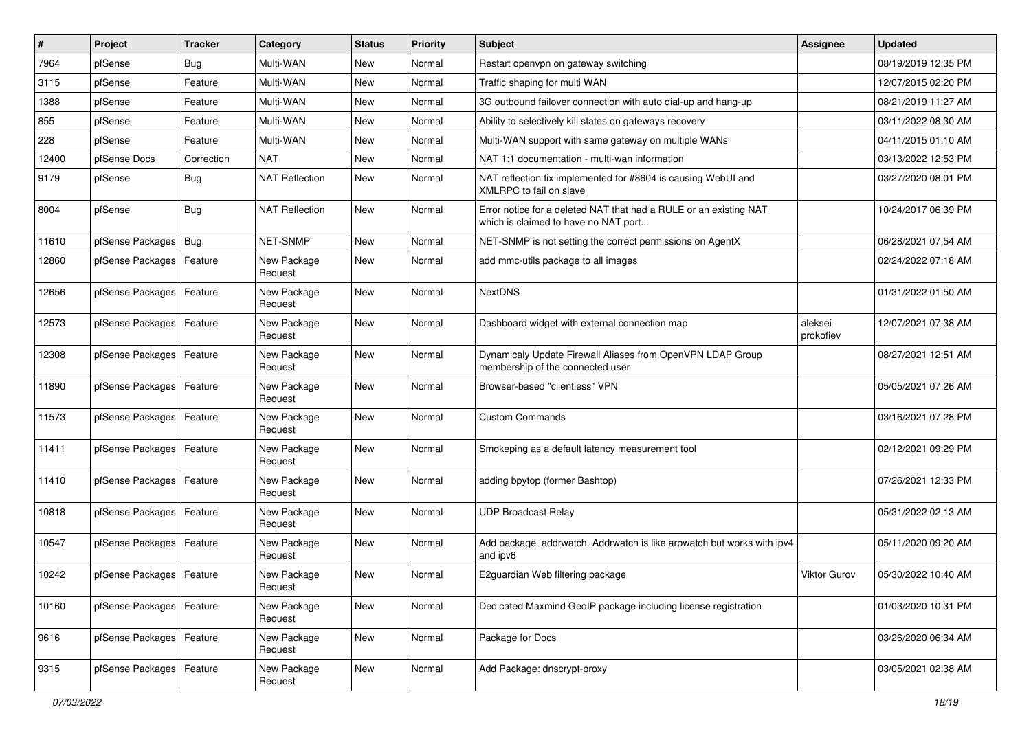| # | Project | Tracker | Category | Status | Priority | Subject | Assignee | Updated |
|---|---|---|---|---|---|---|---|---|
| 7964 | pfSense | Bug | Multi-WAN | New | Normal | Restart openvpn on gateway switching | | 08/19/2019 12:35 PM |
| 3115 | pfSense | Feature | Multi-WAN | New | Normal | Traffic shaping for multi WAN | | 12/07/2015 02:20 PM |
| 1388 | pfSense | Feature | Multi-WAN | New | Normal | 3G outbound failover connection with auto dial-up and hang-up | | 08/21/2019 11:27 AM |
| 855 | pfSense | Feature | Multi-WAN | New | Normal | Ability to selectively kill states on gateways recovery | | 03/11/2022 08:30 AM |
| 228 | pfSense | Feature | Multi-WAN | New | Normal | Multi-WAN support with same gateway on multiple WANs | | 04/11/2015 01:10 AM |
| 12400 | pfSense Docs | Correction | NAT | New | Normal | NAT 1:1 documentation - multi-wan information | | 03/13/2022 12:53 PM |
| 9179 | pfSense | Bug | NAT Reflection | New | Normal | NAT reflection fix implemented for #8604 is causing WebUI and XMLRPC to fail on slave | | 03/27/2020 08:01 PM |
| 8004 | pfSense | Bug | NAT Reflection | New | Normal | Error notice for a deleted NAT that had a RULE or an existing NAT which is claimed to have no NAT port... | | 10/24/2017 06:39 PM |
| 11610 | pfSense Packages | Bug | NET-SNMP | New | Normal | NET-SNMP is not setting the correct permissions on AgentX | | 06/28/2021 07:54 AM |
| 12860 | pfSense Packages | Feature | New Package Request | New | Normal | add mmc-utils package to all images | | 02/24/2022 07:18 AM |
| 12656 | pfSense Packages | Feature | New Package Request | New | Normal | NextDNS | | 01/31/2022 01:50 AM |
| 12573 | pfSense Packages | Feature | New Package Request | New | Normal | Dashboard widget with external connection map | aleksei prokofiev | 12/07/2021 07:38 AM |
| 12308 | pfSense Packages | Feature | New Package Request | New | Normal | Dynamicaly Update Firewall Aliases from OpenVPN LDAP Group membership of the connected user | | 08/27/2021 12:51 AM |
| 11890 | pfSense Packages | Feature | New Package Request | New | Normal | Browser-based "clientless" VPN | | 05/05/2021 07:26 AM |
| 11573 | pfSense Packages | Feature | New Package Request | New | Normal | Custom Commands | | 03/16/2021 07:28 PM |
| 11411 | pfSense Packages | Feature | New Package Request | New | Normal | Smokeping as a default latency measurement tool | | 02/12/2021 09:29 PM |
| 11410 | pfSense Packages | Feature | New Package Request | New | Normal | adding bpytop (former Bashtop) | | 07/26/2021 12:33 PM |
| 10818 | pfSense Packages | Feature | New Package Request | New | Normal | UDP Broadcast Relay | | 05/31/2022 02:13 AM |
| 10547 | pfSense Packages | Feature | New Package Request | New | Normal | Add package addrwatch. Addrwatch is like arpwatch but works with ipv4 and ipv6 | | 05/11/2020 09:20 AM |
| 10242 | pfSense Packages | Feature | New Package Request | New | Normal | E2guardian Web filtering package | Viktor Gurov | 05/30/2022 10:40 AM |
| 10160 | pfSense Packages | Feature | New Package Request | New | Normal | Dedicated Maxmind GeoIP package including license registration | | 01/03/2020 10:31 PM |
| 9616 | pfSense Packages | Feature | New Package Request | New | Normal | Package for Docs | | 03/26/2020 06:34 AM |
| 9315 | pfSense Packages | Feature | New Package Request | New | Normal | Add Package: dnscrypt-proxy | | 03/05/2021 02:38 AM |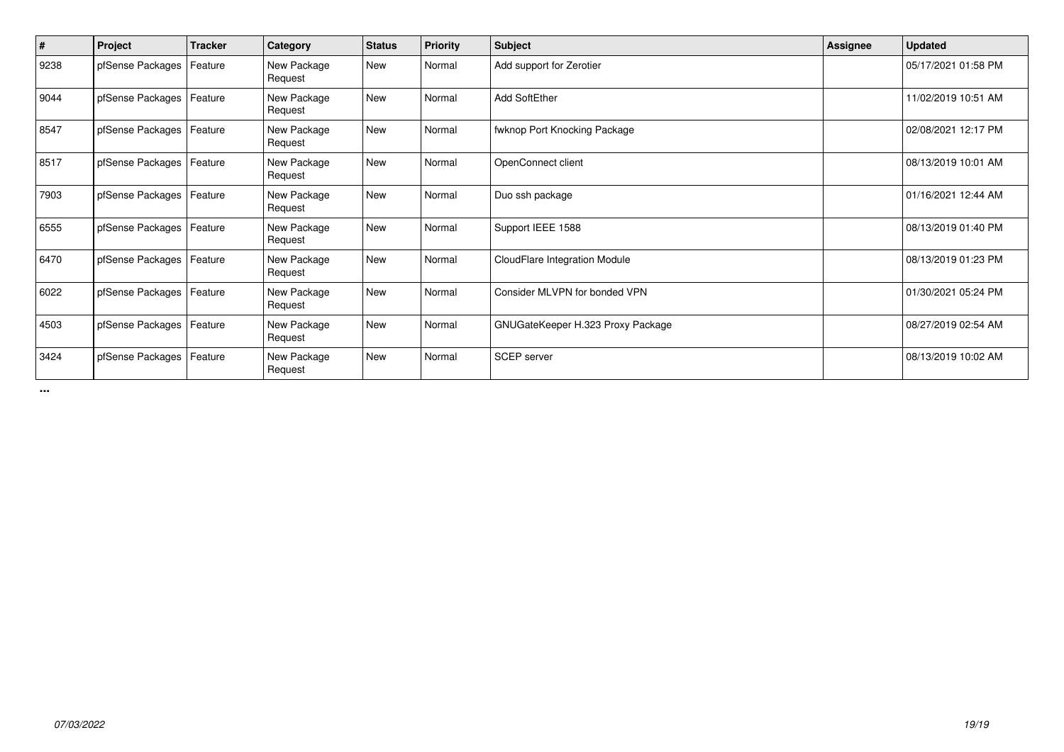| # | Project | Tracker | Category | Status | Priority | Subject | Assignee | Updated |
|---|---|---|---|---|---|---|---|---|
| 9238 | pfSense Packages | Feature | New Package Request | New | Normal | Add support for Zerotier | | 05/17/2021 01:58 PM |
| 9044 | pfSense Packages | Feature | New Package Request | New | Normal | Add SoftEther | | 11/02/2019 10:51 AM |
| 8547 | pfSense Packages | Feature | New Package Request | New | Normal | fwknop Port Knocking Package | | 02/08/2021 12:17 PM |
| 8517 | pfSense Packages | Feature | New Package Request | New | Normal | OpenConnect client | | 08/13/2019 10:01 AM |
| 7903 | pfSense Packages | Feature | New Package Request | New | Normal | Duo ssh package | | 01/16/2021 12:44 AM |
| 6555 | pfSense Packages | Feature | New Package Request | New | Normal | Support IEEE 1588 | | 08/13/2019 01:40 PM |
| 6470 | pfSense Packages | Feature | New Package Request | New | Normal | CloudFlare Integration Module | | 08/13/2019 01:23 PM |
| 6022 | pfSense Packages | Feature | New Package Request | New | Normal | Consider MLVPN for bonded VPN | | 01/30/2021 05:24 PM |
| 4503 | pfSense Packages | Feature | New Package Request | New | Normal | GNUGateKeeper H.323 Proxy Package | | 08/27/2019 02:54 AM |
| 3424 | pfSense Packages | Feature | New Package Request | New | Normal | SCEP server | | 08/13/2019 10:02 AM |

...